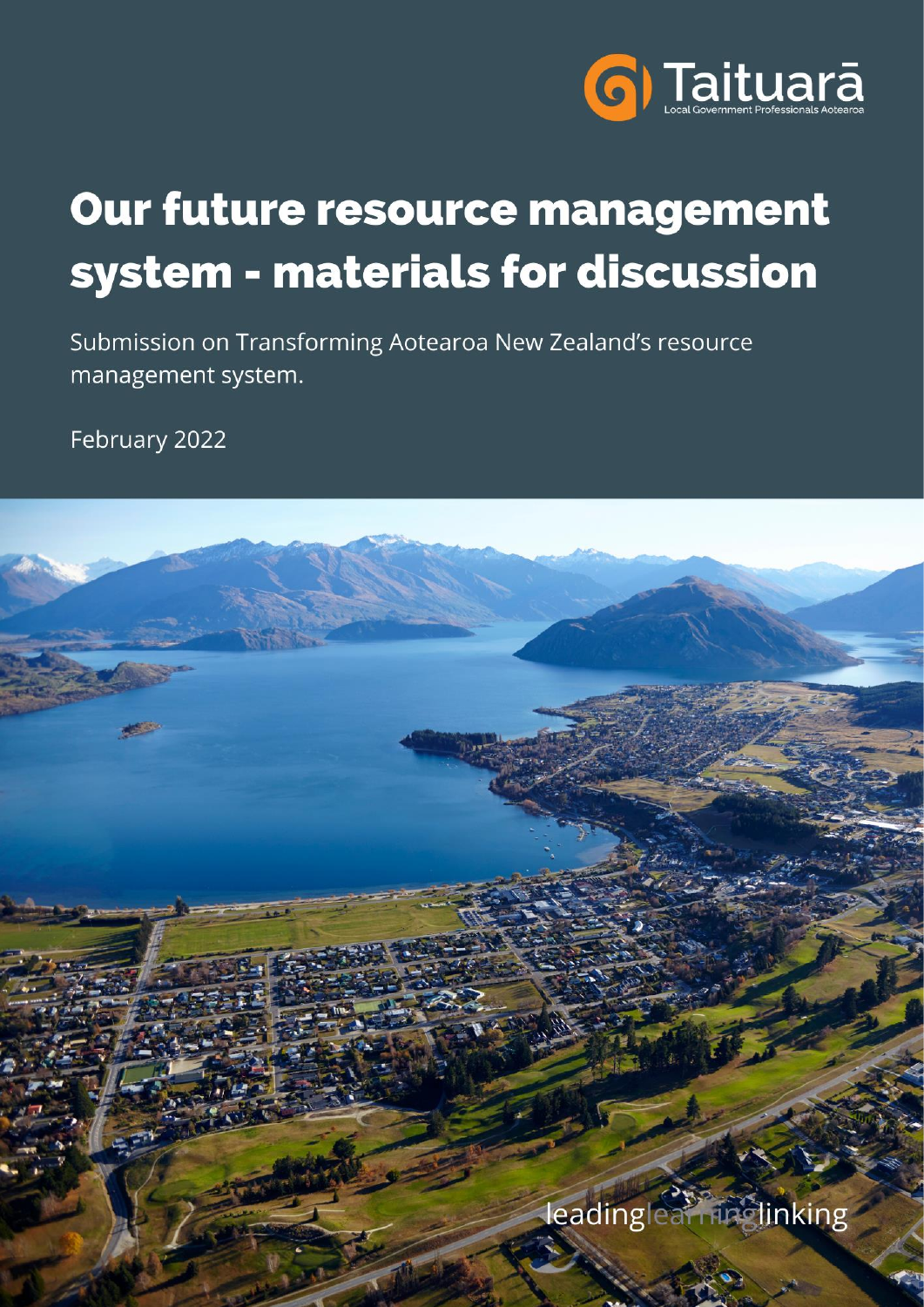Taituarā

Local Government Professionals Aotearoa

# Our future resource management system - materials for discussion

Submission on Transforming Aotearoa New Zealand's resource management system.

February 2022

leadinglearninglinking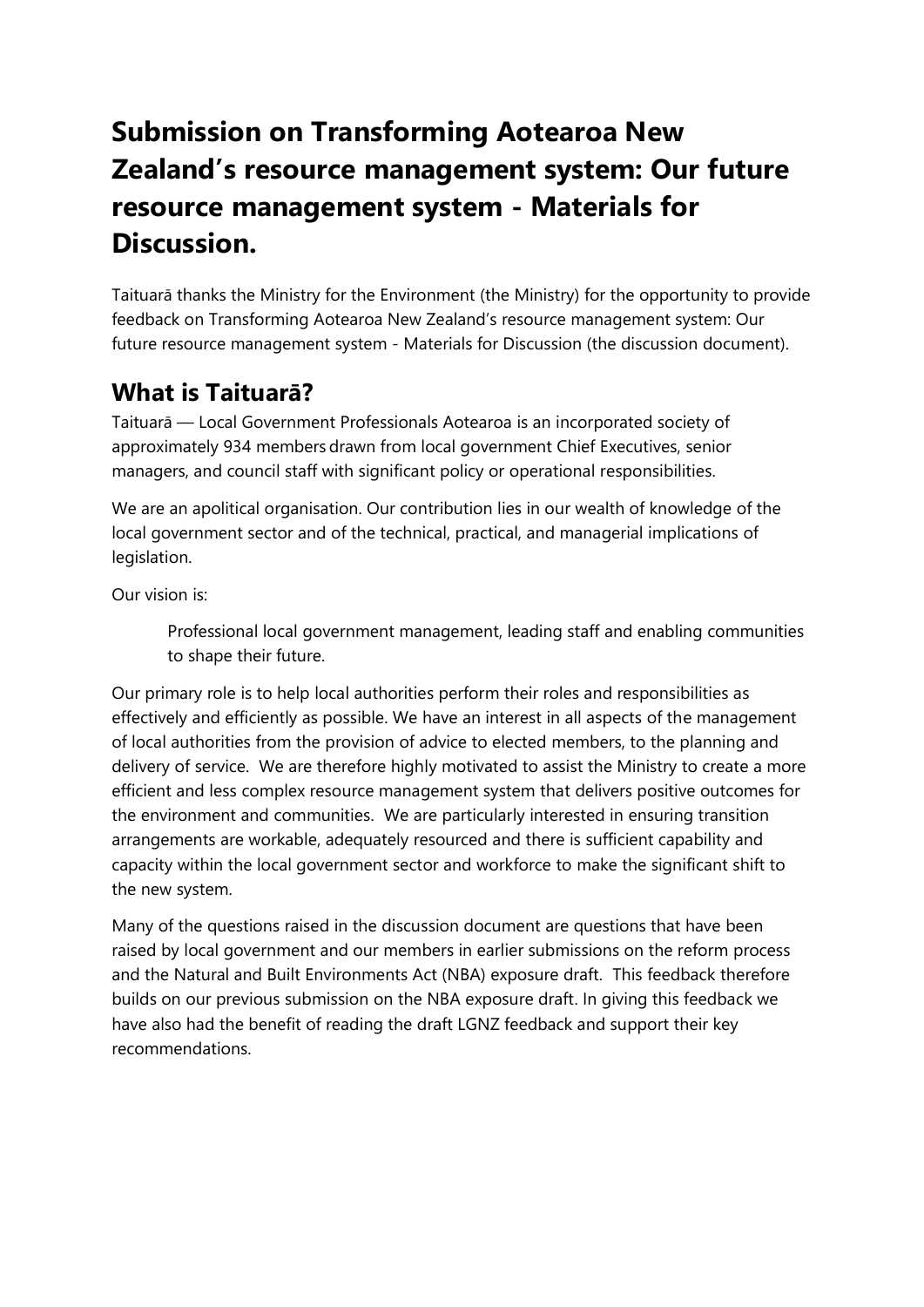# Submission on Transforming Aotearoa New Zealand's resource management system: Our future resource management system - Materials for Discussion.

Taituarā thanks the Ministry for the Environment (the Ministry) for the opportunity to provide feedback on Transforming Aotearoa New Zealand's resource management system: Our future resource management system - Materials for Discussion (the discussion document).

## What is Taituarā?

Taituarā — Local Government Professionals Aotearoa is an incorporated society of approximately 934 members drawn from local government Chief Executives, senior managers, and council staff with significant policy or operational responsibilities.

We are an apolitical organisation. Our contribution lies in our wealth of knowledge of the local government sector and of the technical, practical, and managerial implications of legislation.

Our vision is:

> Professional local government management, leading staff and enabling communities to shape their future.

Our primary role is to help local authorities perform their roles and responsibilities as effectively and efficiently as possible. We have an interest in all aspects of the management of local authorities from the provision of advice to elected members, to the planning and delivery of service. We are therefore highly motivated to assist the Ministry to create a more efficient and less complex resource management system that delivers positive outcomes for the environment and communities. We are particularly interested in ensuring transition arrangements are workable, adequately resourced and there is sufficient capability and capacity within the local government sector and workforce to make the significant shift to the new system.

Many of the questions raised in the discussion document are questions that have been raised by local government and our members in earlier submissions on the reform process and the Natural and Built Environments Act (NBA) exposure draft. This feedback therefore builds on our previous submission on the NBA exposure draft. In giving this feedback we have also had the benefit of reading the draft LGNZ feedback and support their key recommendations.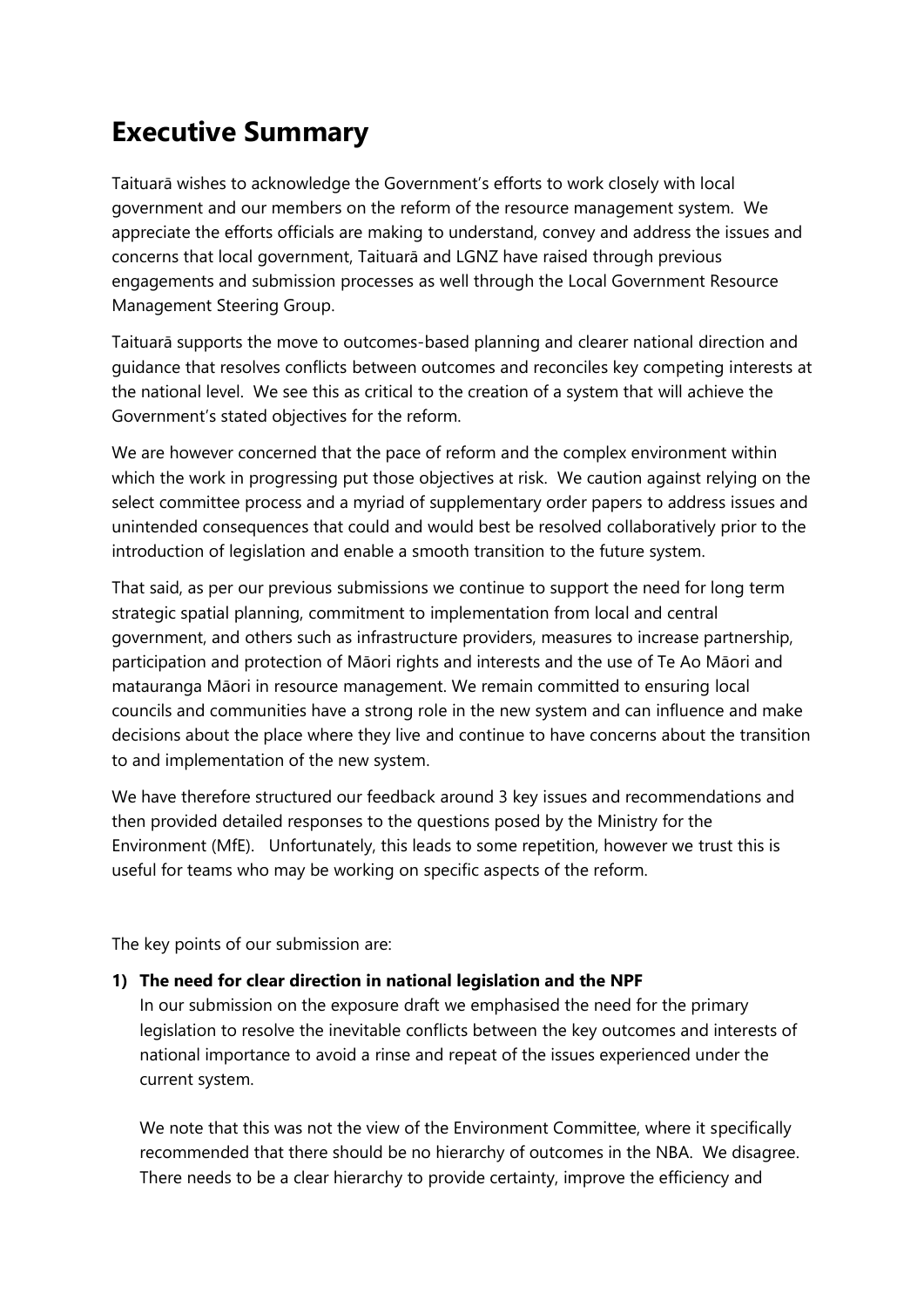# Executive Summary

Taituarā wishes to acknowledge the Government's efforts to work closely with local government and our members on the reform of the resource management system. We appreciate the efforts officials are making to understand, convey and address the issues and concerns that local government, Taituarā and LGNZ have raised through previous engagements and submission processes as well through the Local Government Resource Management Steering Group.

Taituarā supports the move to outcomes-based planning and clearer national direction and guidance that resolves conflicts between outcomes and reconciles key competing interests at the national level. We see this as critical to the creation of a system that will achieve the Government's stated objectives for the reform.

We are however concerned that the pace of reform and the complex environment within which the work in progressing put those objectives at risk. We caution against relying on the select committee process and a myriad of supplementary order papers to address issues and unintended consequences that could and would best be resolved collaboratively prior to the introduction of legislation and enable a smooth transition to the future system.

That said, as per our previous submissions we continue to support the need for long term strategic spatial planning, commitment to implementation from local and central government, and others such as infrastructure providers, measures to increase partnership, participation and protection of Māori rights and interests and the use of Te Ao Māori and matauranga Māori in resource management. We remain committed to ensuring local councils and communities have a strong role in the new system and can influence and make decisions about the place where they live and continue to have concerns about the transition to and implementation of the new system.

We have therefore structured our feedback around 3 key issues and recommendations and then provided detailed responses to the questions posed by the Ministry for the Environment (MfE). Unfortunately, this leads to some repetition, however we trust this is useful for teams who may be working on specific aspects of the reform.

The key points of our submission are:

1) **The need for clear direction in national legislation and the NPF**

   In our submission on the exposure draft we emphasised the need for the primary legislation to resolve the inevitable conflicts between the key outcomes and interests of national importance to avoid a rinse and repeat of the issues experienced under the current system.

   We note that this was not the view of the Environment Committee, where it specifically recommended that there should be no hierarchy of outcomes in the NBA. We disagree. There needs to be a clear hierarchy to provide certainty, improve the efficiency and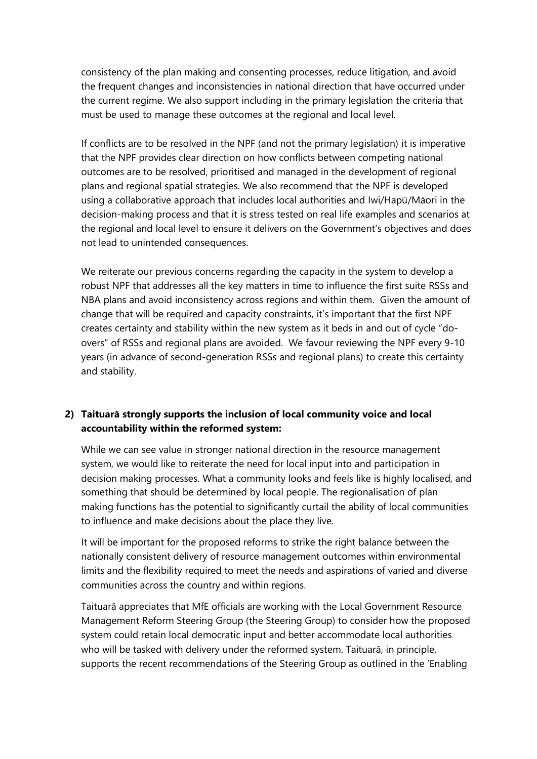consistency of the plan making and consenting processes, reduce litigation, and avoid the frequent changes and inconsistencies in national direction that have occurred under the current regime. We also support including in the primary legislation the criteria that must be used to manage these outcomes at the regional and local level.

If conflicts are to be resolved in the NPF (and not the primary legislation) it is imperative that the NPF provides clear direction on how conflicts between competing national outcomes are to be resolved, prioritised and managed in the development of regional plans and regional spatial strategies. We also recommend that the NPF is developed using a collaborative approach that includes local authorities and Iwi/Hapū/Māori in the decision-making process and that it is stress tested on real life examples and scenarios at the regional and local level to ensure it delivers on the Government's objectives and does not lead to unintended consequences.

We reiterate our previous concerns regarding the capacity in the system to develop a robust NPF that addresses all the key matters in time to influence the first suite RSSs and NBA plans and avoid inconsistency across regions and within them. Given the amount of change that will be required and capacity constraints, it's important that the first NPF creates certainty and stability within the new system as it beds in and out of cycle "do-overs" of RSSs and regional plans are avoided. We favour reviewing the NPF every 9-10 years (in advance of second-generation RSSs and regional plans) to create this certainty and stability.

2) **Taituarā strongly supports the inclusion of local community voice and local accountability within the reformed system:**

While we can see value in stronger national direction in the resource management system, we would like to reiterate the need for local input into and participation in decision making processes. What a community looks and feels like is highly localised, and something that should be determined by local people. The regionalisation of plan making functions has the potential to significantly curtail the ability of local communities to influence and make decisions about the place they live.

It will be important for the proposed reforms to strike the right balance between the nationally consistent delivery of resource management outcomes within environmental limits and the flexibility required to meet the needs and aspirations of varied and diverse communities across the country and within regions.

Taituarā appreciates that MfE officials are working with the Local Government Resource Management Reform Steering Group (the Steering Group) to consider how the proposed system could retain local democratic input and better accommodate local authorities who will be tasked with delivery under the reformed system. Taituarā, in principle, supports the recent recommendations of the Steering Group as outlined in the 'Enabling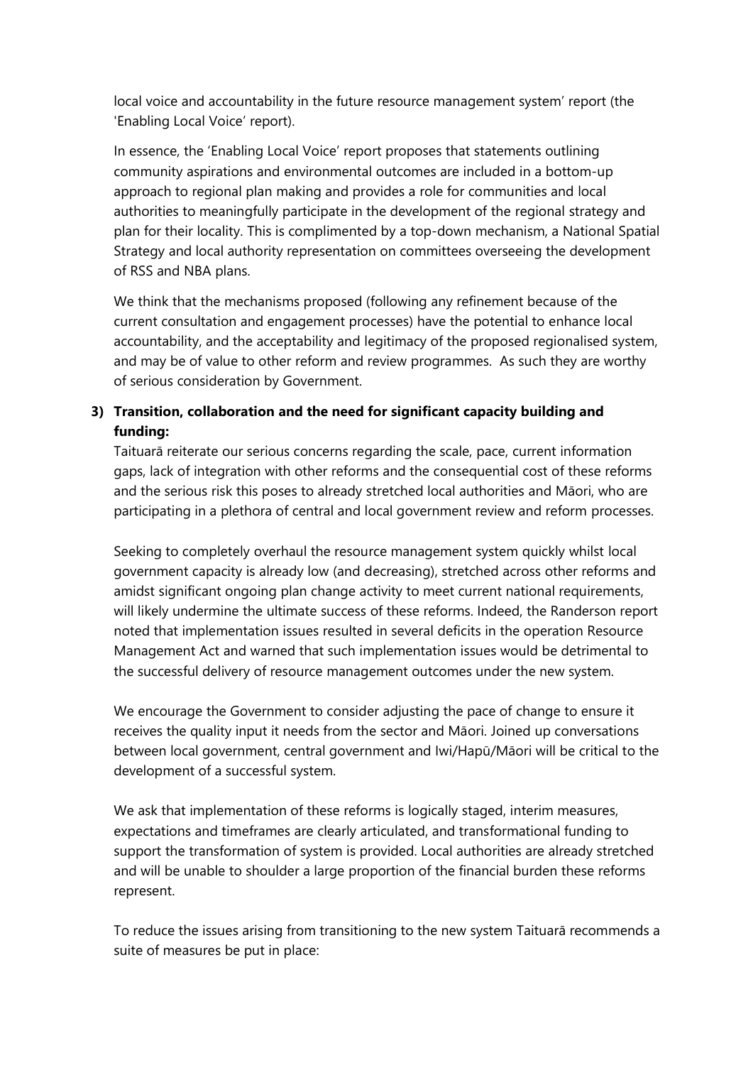local voice and accountability in the future resource management system' report (the 'Enabling Local Voice' report).

In essence, the 'Enabling Local Voice' report proposes that statements outlining community aspirations and environmental outcomes are included in a bottom-up approach to regional plan making and provides a role for communities and local authorities to meaningfully participate in the development of the regional strategy and plan for their locality. This is complimented by a top-down mechanism, a National Spatial Strategy and local authority representation on committees overseeing the development of RSS and NBA plans.

We think that the mechanisms proposed (following any refinement because of the current consultation and engagement processes) have the potential to enhance local accountability, and the acceptability and legitimacy of the proposed regionalised system, and may be of value to other reform and review programmes. As such they are worthy of serious consideration by Government.

3) **Transition, collaboration and the need for significant capacity building and funding:**

Taituarā reiterate our serious concerns regarding the scale, pace, current information gaps, lack of integration with other reforms and the consequential cost of these reforms and the serious risk this poses to already stretched local authorities and Māori, who are participating in a plethora of central and local government review and reform processes.

Seeking to completely overhaul the resource management system quickly whilst local government capacity is already low (and decreasing), stretched across other reforms and amidst significant ongoing plan change activity to meet current national requirements, will likely undermine the ultimate success of these reforms. Indeed, the Randerson report noted that implementation issues resulted in several deficits in the operation Resource Management Act and warned that such implementation issues would be detrimental to the successful delivery of resource management outcomes under the new system.

We encourage the Government to consider adjusting the pace of change to ensure it receives the quality input it needs from the sector and Māori. Joined up conversations between local government, central government and Iwi/Hapū/Māori will be critical to the development of a successful system.

We ask that implementation of these reforms is logically staged, interim measures, expectations and timeframes are clearly articulated, and transformational funding to support the transformation of system is provided. Local authorities are already stretched and will be unable to shoulder a large proportion of the financial burden these reforms represent.

To reduce the issues arising from transitioning to the new system Taituarā recommends a suite of measures be put in place: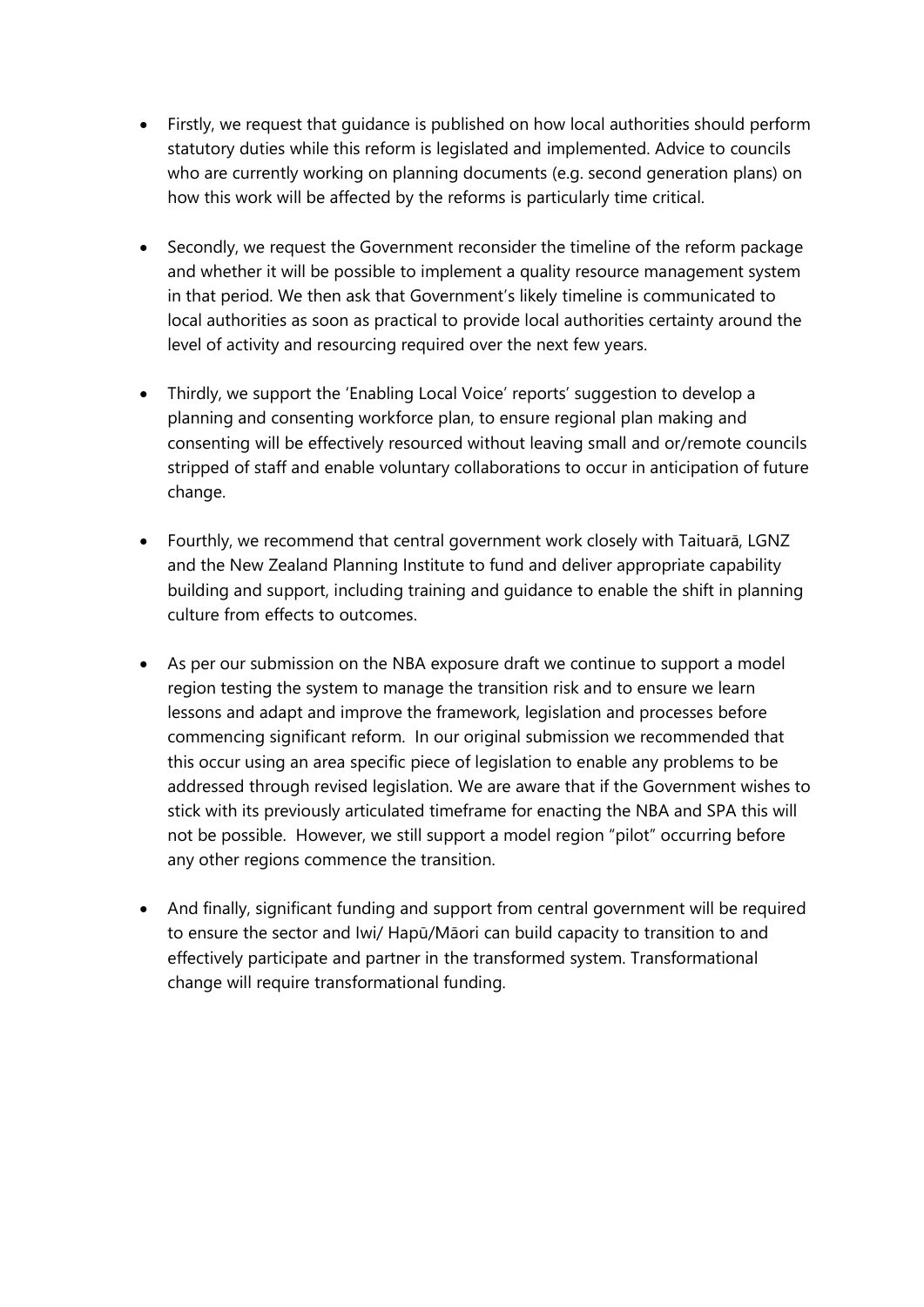- Firstly, we request that guidance is published on how local authorities should perform statutory duties while this reform is legislated and implemented. Advice to councils who are currently working on planning documents (e.g. second generation plans) on how this work will be affected by the reforms is particularly time critical.

- Secondly, we request the Government reconsider the timeline of the reform package and whether it will be possible to implement a quality resource management system in that period. We then ask that Government's likely timeline is communicated to local authorities as soon as practical to provide local authorities certainty around the level of activity and resourcing required over the next few years.

- Thirdly, we support the 'Enabling Local Voice' reports' suggestion to develop a planning and consenting workforce plan, to ensure regional plan making and consenting will be effectively resourced without leaving small and or/remote councils stripped of staff and enable voluntary collaborations to occur in anticipation of future change.

- Fourthly, we recommend that central government work closely with Taituarā, LGNZ and the New Zealand Planning Institute to fund and deliver appropriate capability building and support, including training and guidance to enable the shift in planning culture from effects to outcomes.

- As per our submission on the NBA exposure draft we continue to support a model region testing the system to manage the transition risk and to ensure we learn lessons and adapt and improve the framework, legislation and processes before commencing significant reform. In our original submission we recommended that this occur using an area specific piece of legislation to enable any problems to be addressed through revised legislation. We are aware that if the Government wishes to stick with its previously articulated timeframe for enacting the NBA and SPA this will not be possible. However, we still support a model region "pilot" occurring before any other regions commence the transition.

- And finally, significant funding and support from central government will be required to ensure the sector and Iwi/ Hapū/Māori can build capacity to transition to and effectively participate and partner in the transformed system. Transformational change will require transformational funding.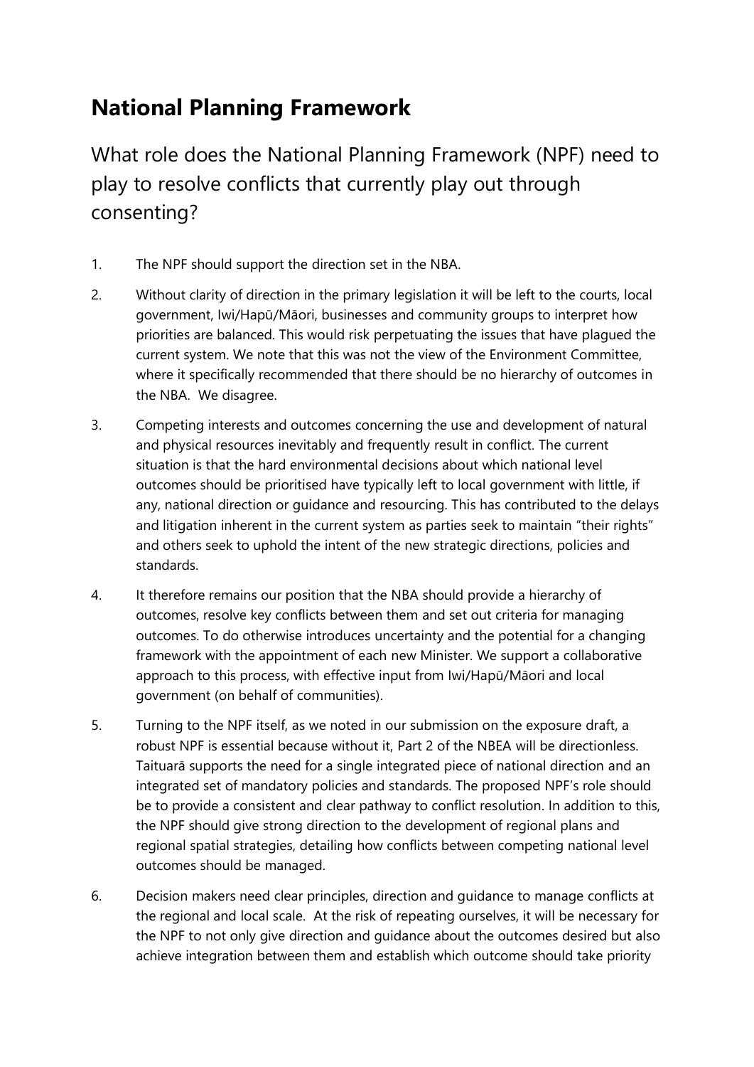# National Planning Framework

## What role does the National Planning Framework (NPF) need to play to resolve conflicts that currently play out through consenting?

1. The NPF should support the direction set in the NBA.

2. Without clarity of direction in the primary legislation it will be left to the courts, local government, Iwi/Hapū/Māori, businesses and community groups to interpret how priorities are balanced. This would risk perpetuating the issues that have plagued the current system. We note that this was not the view of the Environment Committee, where it specifically recommended that there should be no hierarchy of outcomes in the NBA. We disagree.

3. Competing interests and outcomes concerning the use and development of natural and physical resources inevitably and frequently result in conflict. The current situation is that the hard environmental decisions about which national level outcomes should be prioritised have typically left to local government with little, if any, national direction or guidance and resourcing. This has contributed to the delays and litigation inherent in the current system as parties seek to maintain "their rights" and others seek to uphold the intent of the new strategic directions, policies and standards.

4. It therefore remains our position that the NBA should provide a hierarchy of outcomes, resolve key conflicts between them and set out criteria for managing outcomes. To do otherwise introduces uncertainty and the potential for a changing framework with the appointment of each new Minister. We support a collaborative approach to this process, with effective input from Iwi/Hapū/Māori and local government (on behalf of communities).

5. Turning to the NPF itself, as we noted in our submission on the exposure draft, a robust NPF is essential because without it, Part 2 of the NBEA will be directionless. Taituarā supports the need for a single integrated piece of national direction and an integrated set of mandatory policies and standards. The proposed NPF's role should be to provide a consistent and clear pathway to conflict resolution. In addition to this, the NPF should give strong direction to the development of regional plans and regional spatial strategies, detailing how conflicts between competing national level outcomes should be managed.

6. Decision makers need clear principles, direction and guidance to manage conflicts at the regional and local scale. At the risk of repeating ourselves, it will be necessary for the NPF to not only give direction and guidance about the outcomes desired but also achieve integration between them and establish which outcome should take priority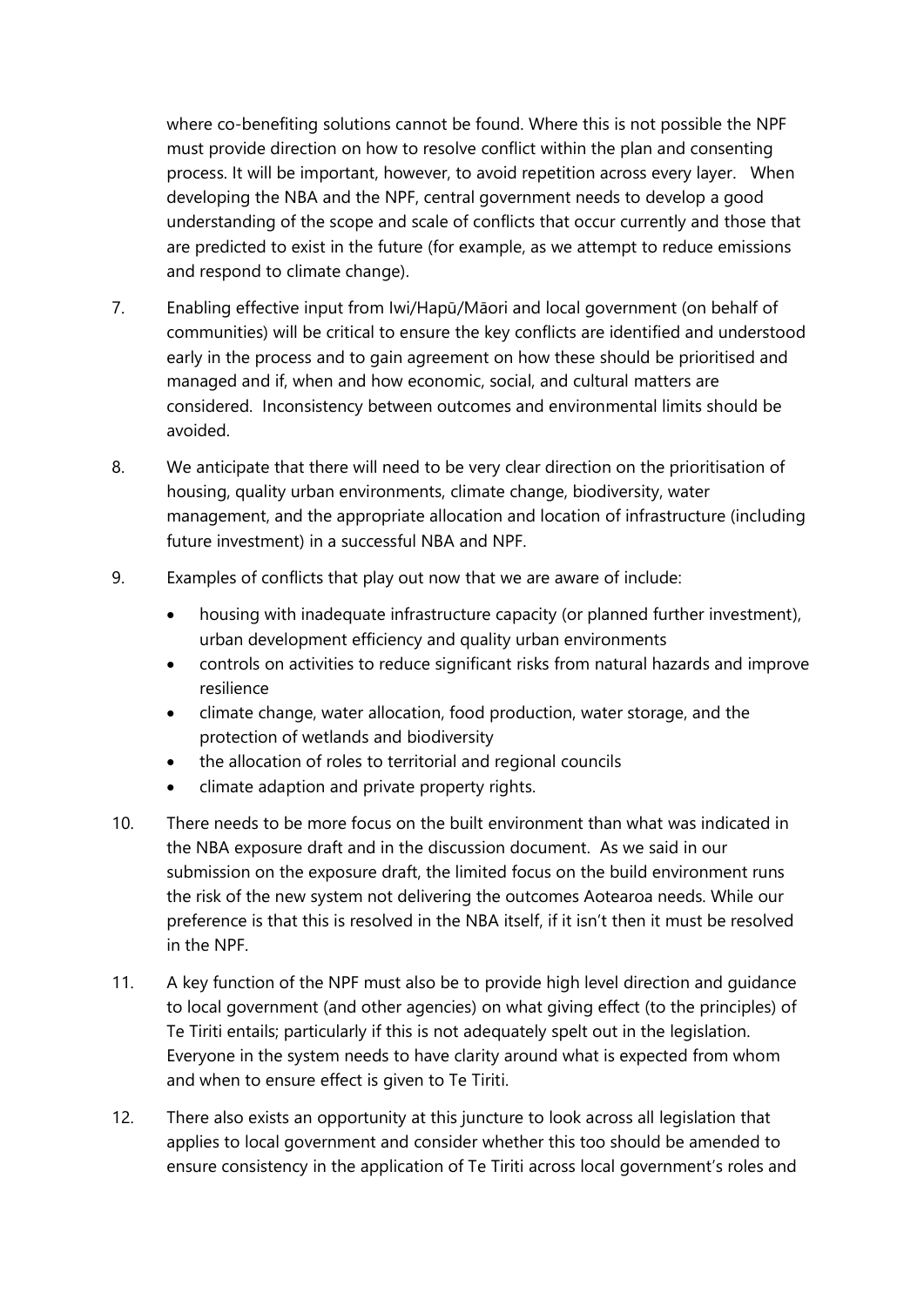where co-benefiting solutions cannot be found. Where this is not possible the NPF must provide direction on how to resolve conflict within the plan and consenting process. It will be important, however, to avoid repetition across every layer. When developing the NBA and the NPF, central government needs to develop a good understanding of the scope and scale of conflicts that occur currently and those that are predicted to exist in the future (for example, as we attempt to reduce emissions and respond to climate change).

7. Enabling effective input from Iwi/Hapū/Māori and local government (on behalf of communities) will be critical to ensure the key conflicts are identified and understood early in the process and to gain agreement on how these should be prioritised and managed and if, when and how economic, social, and cultural matters are considered. Inconsistency between outcomes and environmental limits should be avoided.

8. We anticipate that there will need to be very clear direction on the prioritisation of housing, quality urban environments, climate change, biodiversity, water management, and the appropriate allocation and location of infrastructure (including future investment) in a successful NBA and NPF.

9. Examples of conflicts that play out now that we are aware of include:
   - housing with inadequate infrastructure capacity (or planned further investment), urban development efficiency and quality urban environments
   - controls on activities to reduce significant risks from natural hazards and improve resilience
   - climate change, water allocation, food production, water storage, and the protection of wetlands and biodiversity
   - the allocation of roles to territorial and regional councils
   - climate adaption and private property rights.

10. There needs to be more focus on the built environment than what was indicated in the NBA exposure draft and in the discussion document. As we said in our submission on the exposure draft, the limited focus on the build environment runs the risk of the new system not delivering the outcomes Aotearoa needs. While our preference is that this is resolved in the NBA itself, if it isn't then it must be resolved in the NPF.

11. A key function of the NPF must also be to provide high level direction and guidance to local government (and other agencies) on what giving effect (to the principles) of Te Tiriti entails; particularly if this is not adequately spelt out in the legislation. Everyone in the system needs to have clarity around what is expected from whom and when to ensure effect is given to Te Tiriti.

12. There also exists an opportunity at this juncture to look across all legislation that applies to local government and consider whether this too should be amended to ensure consistency in the application of Te Tiriti across local government's roles and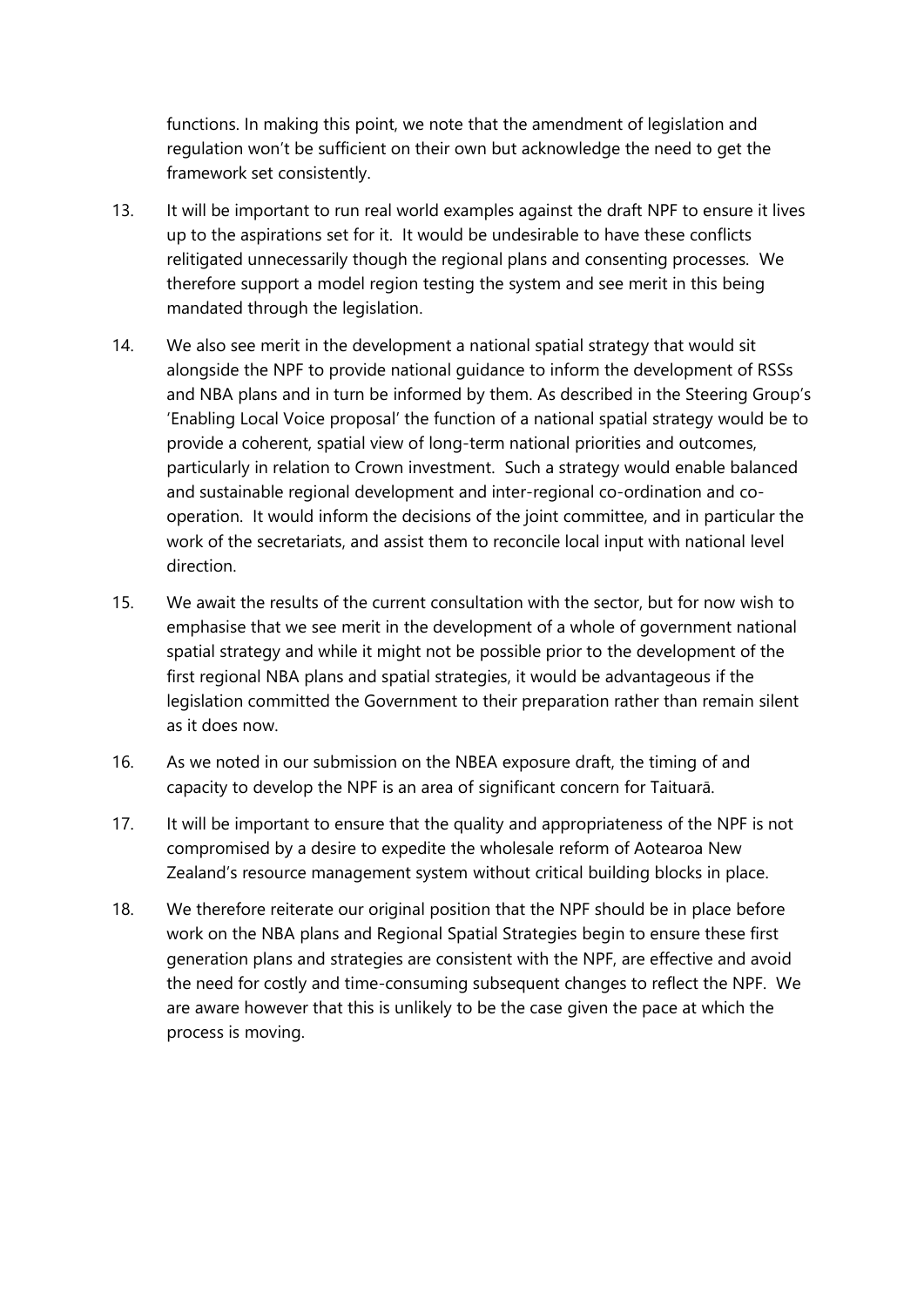functions. In making this point, we note that the amendment of legislation and regulation won't be sufficient on their own but acknowledge the need to get the framework set consistently.

13. It will be important to run real world examples against the draft NPF to ensure it lives up to the aspirations set for it. It would be undesirable to have these conflicts relitigated unnecessarily though the regional plans and consenting processes. We therefore support a model region testing the system and see merit in this being mandated through the legislation.

14. We also see merit in the development a national spatial strategy that would sit alongside the NPF to provide national guidance to inform the development of RSSs and NBA plans and in turn be informed by them. As described in the Steering Group's 'Enabling Local Voice proposal' the function of a national spatial strategy would be to provide a coherent, spatial view of long-term national priorities and outcomes, particularly in relation to Crown investment. Such a strategy would enable balanced and sustainable regional development and inter-regional co-ordination and co-operation. It would inform the decisions of the joint committee, and in particular the work of the secretariats, and assist them to reconcile local input with national level direction.

15. We await the results of the current consultation with the sector, but for now wish to emphasise that we see merit in the development of a whole of government national spatial strategy and while it might not be possible prior to the development of the first regional NBA plans and spatial strategies, it would be advantageous if the legislation committed the Government to their preparation rather than remain silent as it does now.

16. As we noted in our submission on the NBEA exposure draft, the timing of and capacity to develop the NPF is an area of significant concern for Taituarā.

17. It will be important to ensure that the quality and appropriateness of the NPF is not compromised by a desire to expedite the wholesale reform of Aotearoa New Zealand's resource management system without critical building blocks in place.

18. We therefore reiterate our original position that the NPF should be in place before work on the NBA plans and Regional Spatial Strategies begin to ensure these first generation plans and strategies are consistent with the NPF, are effective and avoid the need for costly and time-consuming subsequent changes to reflect the NPF. We are aware however that this is unlikely to be the case given the pace at which the process is moving.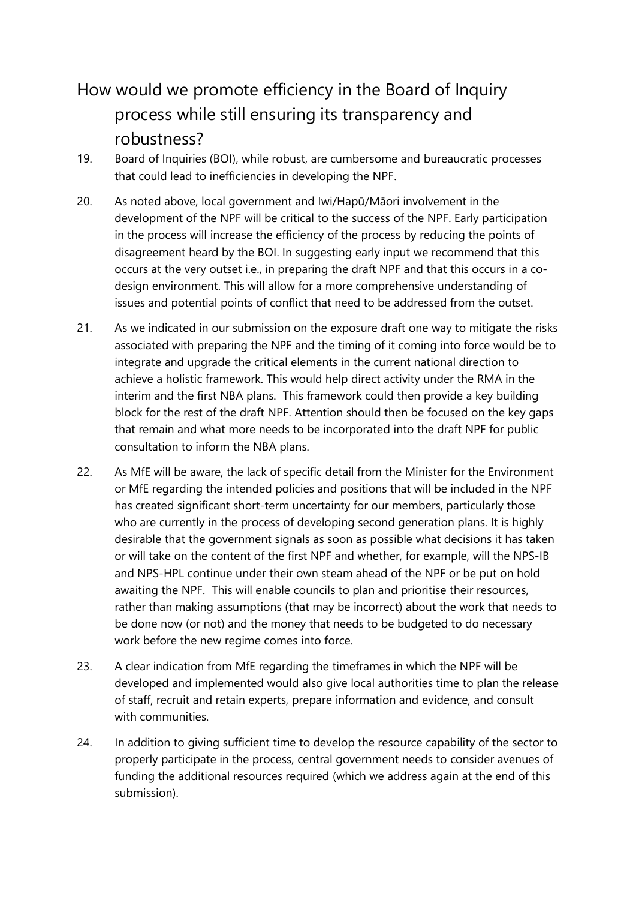## How would we promote efficiency in the Board of Inquiry process while still ensuring its transparency and robustness?

19. Board of Inquiries (BOI), while robust, are cumbersome and bureaucratic processes that could lead to inefficiencies in developing the NPF.

20. As noted above, local government and Iwi/Hapū/Māori involvement in the development of the NPF will be critical to the success of the NPF. Early participation in the process will increase the efficiency of the process by reducing the points of disagreement heard by the BOI. In suggesting early input we recommend that this occurs at the very outset i.e., in preparing the draft NPF and that this occurs in a co-design environment. This will allow for a more comprehensive understanding of issues and potential points of conflict that need to be addressed from the outset.

21. As we indicated in our submission on the exposure draft one way to mitigate the risks associated with preparing the NPF and the timing of it coming into force would be to integrate and upgrade the critical elements in the current national direction to achieve a holistic framework. This would help direct activity under the RMA in the interim and the first NBA plans. This framework could then provide a key building block for the rest of the draft NPF. Attention should then be focused on the key gaps that remain and what more needs to be incorporated into the draft NPF for public consultation to inform the NBA plans.

22. As MfE will be aware, the lack of specific detail from the Minister for the Environment or MfE regarding the intended policies and positions that will be included in the NPF has created significant short-term uncertainty for our members, particularly those who are currently in the process of developing second generation plans. It is highly desirable that the government signals as soon as possible what decisions it has taken or will take on the content of the first NPF and whether, for example, will the NPS-IB and NPS-HPL continue under their own steam ahead of the NPF or be put on hold awaiting the NPF. This will enable councils to plan and prioritise their resources, rather than making assumptions (that may be incorrect) about the work that needs to be done now (or not) and the money that needs to be budgeted to do necessary work before the new regime comes into force.

23. A clear indication from MfE regarding the timeframes in which the NPF will be developed and implemented would also give local authorities time to plan the release of staff, recruit and retain experts, prepare information and evidence, and consult with communities.

24. In addition to giving sufficient time to develop the resource capability of the sector to properly participate in the process, central government needs to consider avenues of funding the additional resources required (which we address again at the end of this submission).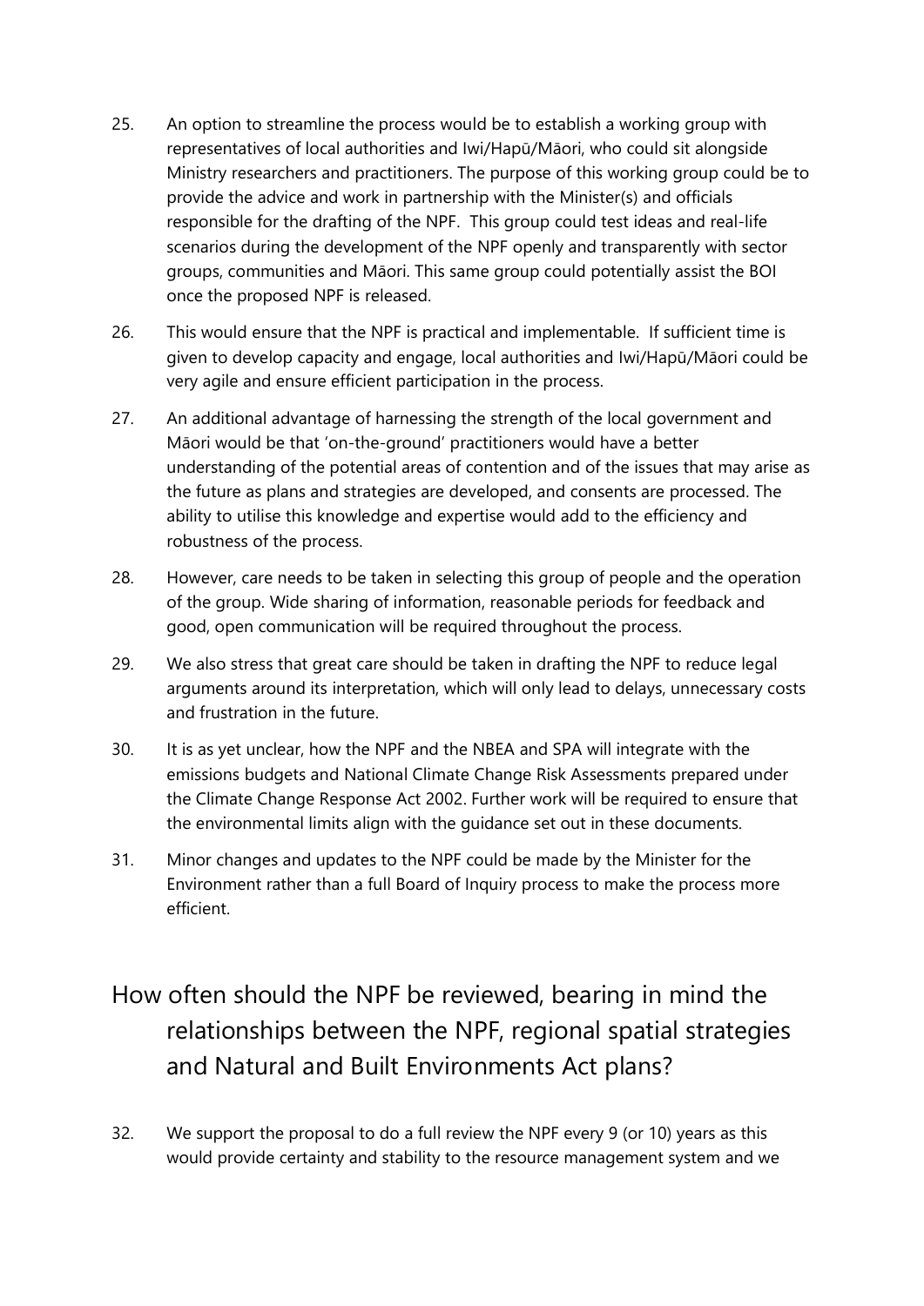25. An option to streamline the process would be to establish a working group with representatives of local authorities and Iwi/Hapū/Māori, who could sit alongside Ministry researchers and practitioners. The purpose of this working group could be to provide the advice and work in partnership with the Minister(s) and officials responsible for the drafting of the NPF. This group could test ideas and real-life scenarios during the development of the NPF openly and transparently with sector groups, communities and Māori. This same group could potentially assist the BOI once the proposed NPF is released.

26. This would ensure that the NPF is practical and implementable. If sufficient time is given to develop capacity and engage, local authorities and Iwi/Hapū/Māori could be very agile and ensure efficient participation in the process.

27. An additional advantage of harnessing the strength of the local government and Māori would be that 'on-the-ground' practitioners would have a better understanding of the potential areas of contention and of the issues that may arise as the future as plans and strategies are developed, and consents are processed. The ability to utilise this knowledge and expertise would add to the efficiency and robustness of the process.

28. However, care needs to be taken in selecting this group of people and the operation of the group. Wide sharing of information, reasonable periods for feedback and good, open communication will be required throughout the process.

29. We also stress that great care should be taken in drafting the NPF to reduce legal arguments around its interpretation, which will only lead to delays, unnecessary costs and frustration in the future.

30. It is as yet unclear, how the NPF and the NBEA and SPA will integrate with the emissions budgets and National Climate Change Risk Assessments prepared under the Climate Change Response Act 2002. Further work will be required to ensure that the environmental limits align with the guidance set out in these documents.

31. Minor changes and updates to the NPF could be made by the Minister for the Environment rather than a full Board of Inquiry process to make the process more efficient.

## How often should the NPF be reviewed, bearing in mind the relationships between the NPF, regional spatial strategies and Natural and Built Environments Act plans?

32. We support the proposal to do a full review the NPF every 9 (or 10) years as this would provide certainty and stability to the resource management system and we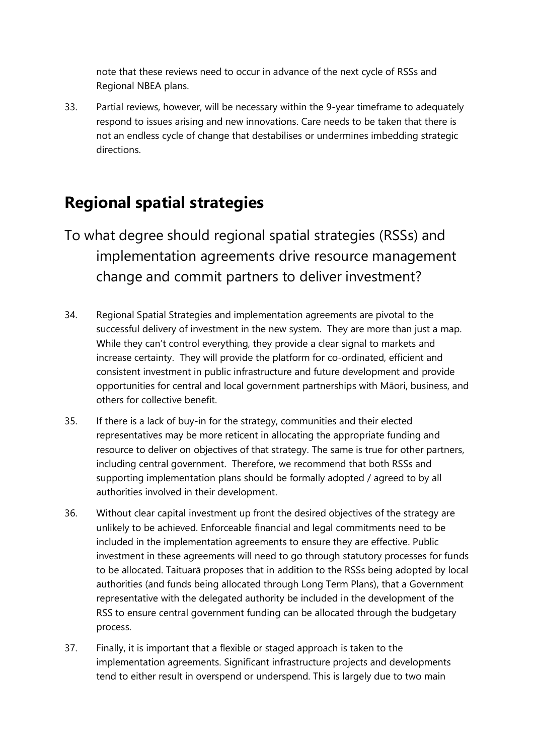note that these reviews need to occur in advance of the next cycle of RSSs and Regional NBEA plans.

33. Partial reviews, however, will be necessary within the 9-year timeframe to adequately respond to issues arising and new innovations. Care needs to be taken that there is not an endless cycle of change that destabilises or undermines imbedding strategic directions.

## Regional spatial strategies

### To what degree should regional spatial strategies (RSSs) and implementation agreements drive resource management change and commit partners to deliver investment?

34. Regional Spatial Strategies and implementation agreements are pivotal to the successful delivery of investment in the new system. They are more than just a map. While they can't control everything, they provide a clear signal to markets and increase certainty. They will provide the platform for co-ordinated, efficient and consistent investment in public infrastructure and future development and provide opportunities for central and local government partnerships with Māori, business, and others for collective benefit.

35. If there is a lack of buy-in for the strategy, communities and their elected representatives may be more reticent in allocating the appropriate funding and resource to deliver on objectives of that strategy. The same is true for other partners, including central government. Therefore, we recommend that both RSSs and supporting implementation plans should be formally adopted / agreed to by all authorities involved in their development.

36. Without clear capital investment up front the desired objectives of the strategy are unlikely to be achieved. Enforceable financial and legal commitments need to be included in the implementation agreements to ensure they are effective. Public investment in these agreements will need to go through statutory processes for funds to be allocated. Taituarā proposes that in addition to the RSSs being adopted by local authorities (and funds being allocated through Long Term Plans), that a Government representative with the delegated authority be included in the development of the RSS to ensure central government funding can be allocated through the budgetary process.

37. Finally, it is important that a flexible or staged approach is taken to the implementation agreements. Significant infrastructure projects and developments tend to either result in overspend or underspend. This is largely due to two main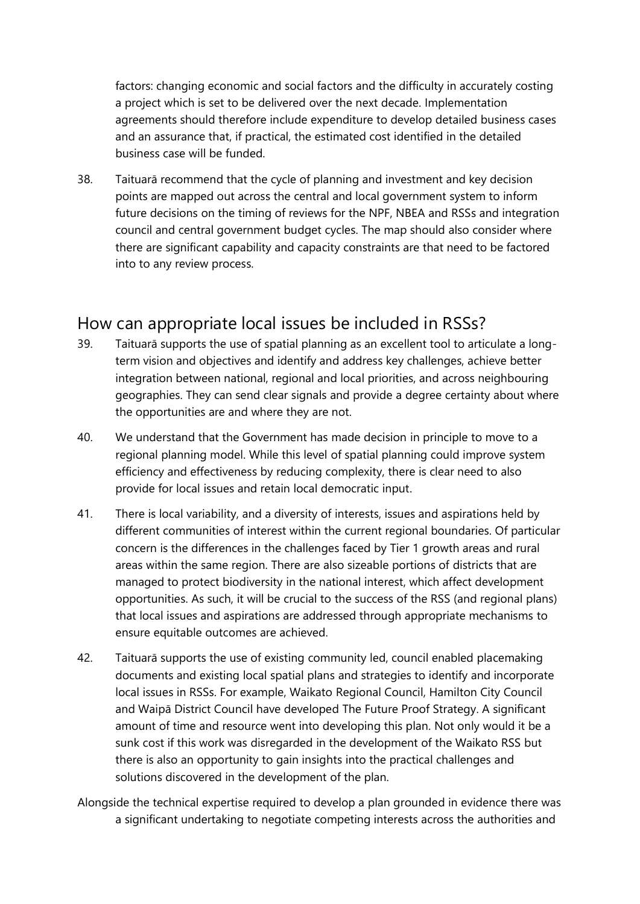factors: changing economic and social factors and the difficulty in accurately costing a project which is set to be delivered over the next decade. Implementation agreements should therefore include expenditure to develop detailed business cases and an assurance that, if practical, the estimated cost identified in the detailed business case will be funded.

38. Taituarā recommend that the cycle of planning and investment and key decision points are mapped out across the central and local government system to inform future decisions on the timing of reviews for the NPF, NBEA and RSSs and integration council and central government budget cycles. The map should also consider where there are significant capability and capacity constraints are that need to be factored into to any review process.

## How can appropriate local issues be included in RSSs?

39. Taituarā supports the use of spatial planning as an excellent tool to articulate a long-term vision and objectives and identify and address key challenges, achieve better integration between national, regional and local priorities, and across neighbouring geographies. They can send clear signals and provide a degree certainty about where the opportunities are and where they are not.

40. We understand that the Government has made decision in principle to move to a regional planning model. While this level of spatial planning could improve system efficiency and effectiveness by reducing complexity, there is clear need to also provide for local issues and retain local democratic input.

41. There is local variability, and a diversity of interests, issues and aspirations held by different communities of interest within the current regional boundaries. Of particular concern is the differences in the challenges faced by Tier 1 growth areas and rural areas within the same region. There are also sizeable portions of districts that are managed to protect biodiversity in the national interest, which affect development opportunities. As such, it will be crucial to the success of the RSS (and regional plans) that local issues and aspirations are addressed through appropriate mechanisms to ensure equitable outcomes are achieved.

42. Taituarā supports the use of existing community led, council enabled placemaking documents and existing local spatial plans and strategies to identify and incorporate local issues in RSSs. For example, Waikato Regional Council, Hamilton City Council and Waipā District Council have developed The Future Proof Strategy. A significant amount of time and resource went into developing this plan. Not only would it be a sunk cost if this work was disregarded in the development of the Waikato RSS but there is also an opportunity to gain insights into the practical challenges and solutions discovered in the development of the plan.

Alongside the technical expertise required to develop a plan grounded in evidence there was a significant undertaking to negotiate competing interests across the authorities and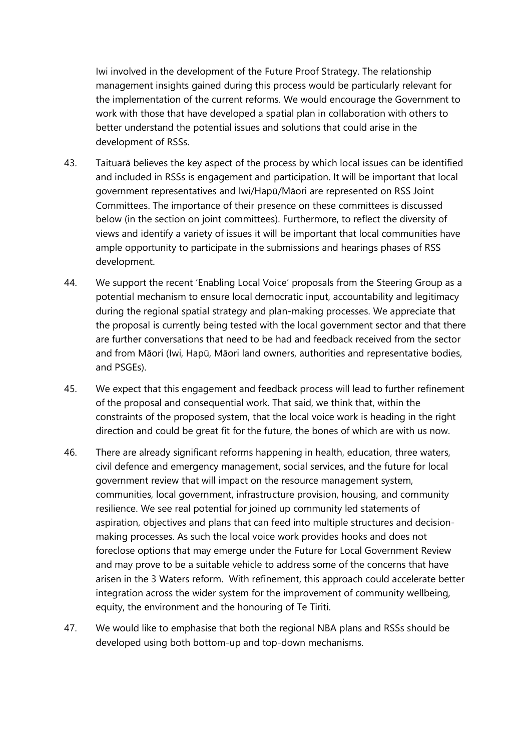Iwi involved in the development of the Future Proof Strategy. The relationship management insights gained during this process would be particularly relevant for the implementation of the current reforms. We would encourage the Government to work with those that have developed a spatial plan in collaboration with others to better understand the potential issues and solutions that could arise in the development of RSSs.

43. Taituarā believes the key aspect of the process by which local issues can be identified and included in RSSs is engagement and participation. It will be important that local government representatives and Iwi/Hapū/Māori are represented on RSS Joint Committees. The importance of their presence on these committees is discussed below (in the section on joint committees). Furthermore, to reflect the diversity of views and identify a variety of issues it will be important that local communities have ample opportunity to participate in the submissions and hearings phases of RSS development.

44. We support the recent 'Enabling Local Voice' proposals from the Steering Group as a potential mechanism to ensure local democratic input, accountability and legitimacy during the regional spatial strategy and plan-making processes. We appreciate that the proposal is currently being tested with the local government sector and that there are further conversations that need to be had and feedback received from the sector and from Māori (Iwi, Hapū, Māori land owners, authorities and representative bodies, and PSGEs).

45. We expect that this engagement and feedback process will lead to further refinement of the proposal and consequential work. That said, we think that, within the constraints of the proposed system, that the local voice work is heading in the right direction and could be great fit for the future, the bones of which are with us now.

46. There are already significant reforms happening in health, education, three waters, civil defence and emergency management, social services, and the future for local government review that will impact on the resource management system, communities, local government, infrastructure provision, housing, and community resilience. We see real potential for joined up community led statements of aspiration, objectives and plans that can feed into multiple structures and decision-making processes. As such the local voice work provides hooks and does not foreclose options that may emerge under the Future for Local Government Review and may prove to be a suitable vehicle to address some of the concerns that have arisen in the 3 Waters reform. With refinement, this approach could accelerate better integration across the wider system for the improvement of community wellbeing, equity, the environment and the honouring of Te Tiriti.

47. We would like to emphasise that both the regional NBA plans and RSSs should be developed using both bottom-up and top-down mechanisms.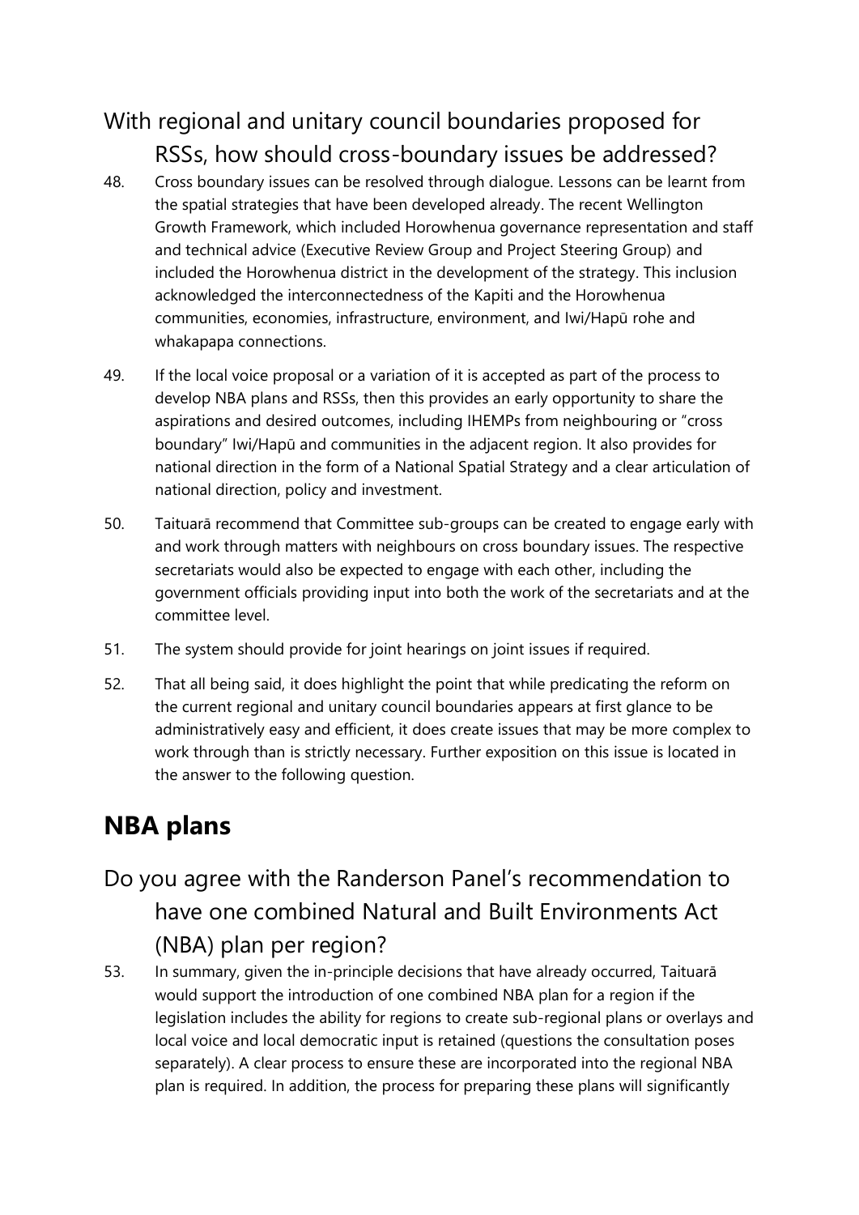## With regional and unitary council boundaries proposed for RSSs, how should cross-boundary issues be addressed?

48. Cross boundary issues can be resolved through dialogue. Lessons can be learnt from the spatial strategies that have been developed already. The recent Wellington Growth Framework, which included Horowhenua governance representation and staff and technical advice (Executive Review Group and Project Steering Group) and included the Horowhenua district in the development of the strategy. This inclusion acknowledged the interconnectedness of the Kapiti and the Horowhenua communities, economies, infrastructure, environment, and Iwi/Hapū rohe and whakapapa connections.

49. If the local voice proposal or a variation of it is accepted as part of the process to develop NBA plans and RSSs, then this provides an early opportunity to share the aspirations and desired outcomes, including IHEMPs from neighbouring or "cross boundary" Iwi/Hapū and communities in the adjacent region. It also provides for national direction in the form of a National Spatial Strategy and a clear articulation of national direction, policy and investment.

50. Taituarā recommend that Committee sub-groups can be created to engage early with and work through matters with neighbours on cross boundary issues. The respective secretariats would also be expected to engage with each other, including the government officials providing input into both the work of the secretariats and at the committee level.

51. The system should provide for joint hearings on joint issues if required.

52. That all being said, it does highlight the point that while predicating the reform on the current regional and unitary council boundaries appears at first glance to be administratively easy and efficient, it does create issues that may be more complex to work through than is strictly necessary. Further exposition on this issue is located in the answer to the following question.

# NBA plans

## Do you agree with the Randerson Panel's recommendation to have one combined Natural and Built Environments Act (NBA) plan per region?

53. In summary, given the in-principle decisions that have already occurred, Taituarā would support the introduction of one combined NBA plan for a region if the legislation includes the ability for regions to create sub-regional plans or overlays and local voice and local democratic input is retained (questions the consultation poses separately). A clear process to ensure these are incorporated into the regional NBA plan is required. In addition, the process for preparing these plans will significantly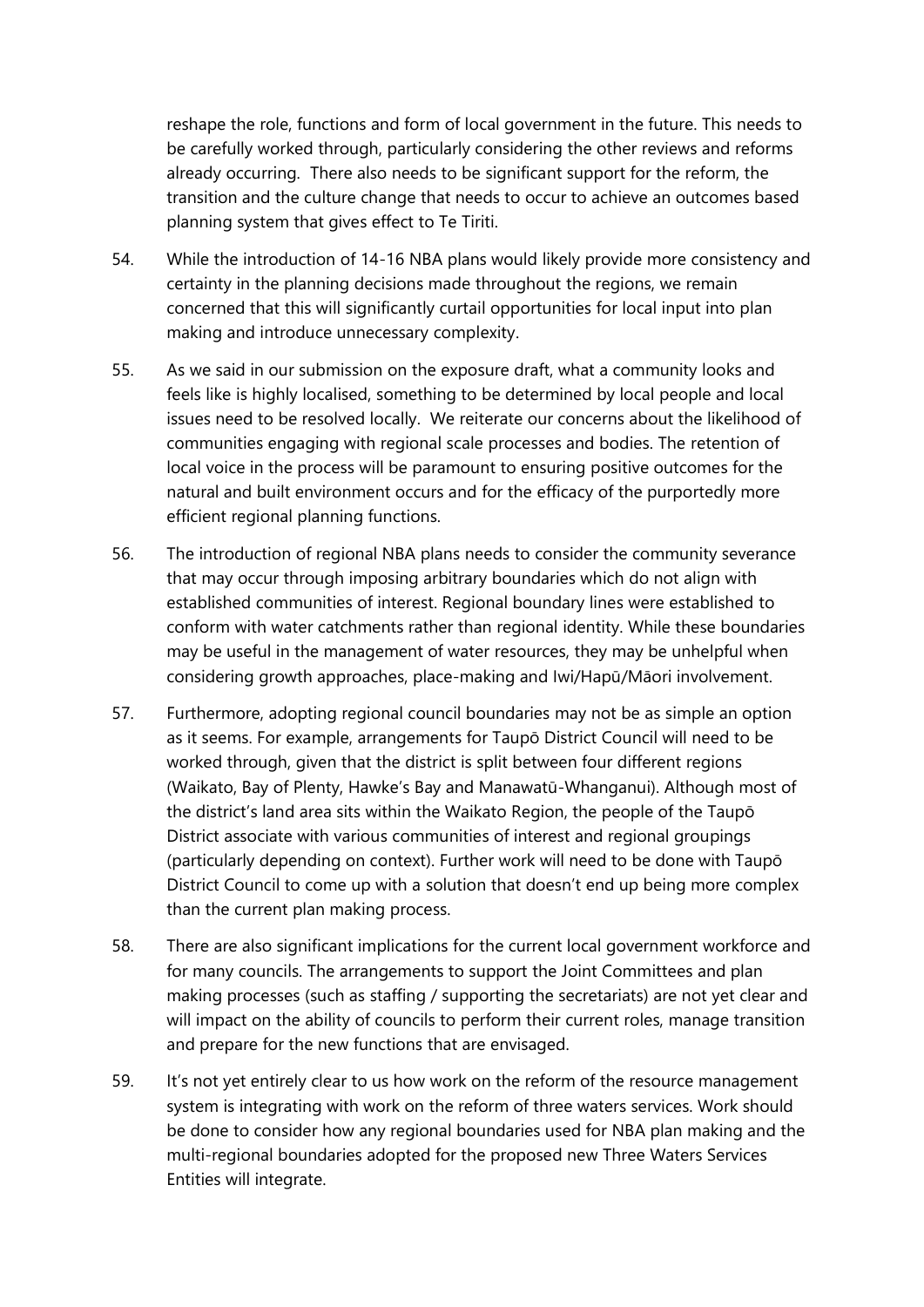reshape the role, functions and form of local government in the future. This needs to be carefully worked through, particularly considering the other reviews and reforms already occurring. There also needs to be significant support for the reform, the transition and the culture change that needs to occur to achieve an outcomes based planning system that gives effect to Te Tiriti.

54. While the introduction of 14-16 NBA plans would likely provide more consistency and certainty in the planning decisions made throughout the regions, we remain concerned that this will significantly curtail opportunities for local input into plan making and introduce unnecessary complexity.

55. As we said in our submission on the exposure draft, what a community looks and feels like is highly localised, something to be determined by local people and local issues need to be resolved locally. We reiterate our concerns about the likelihood of communities engaging with regional scale processes and bodies. The retention of local voice in the process will be paramount to ensuring positive outcomes for the natural and built environment occurs and for the efficacy of the purportedly more efficient regional planning functions.

56. The introduction of regional NBA plans needs to consider the community severance that may occur through imposing arbitrary boundaries which do not align with established communities of interest. Regional boundary lines were established to conform with water catchments rather than regional identity. While these boundaries may be useful in the management of water resources, they may be unhelpful when considering growth approaches, place-making and Iwi/Hapū/Māori involvement.

57. Furthermore, adopting regional council boundaries may not be as simple an option as it seems. For example, arrangements for Taupō District Council will need to be worked through, given that the district is split between four different regions (Waikato, Bay of Plenty, Hawke's Bay and Manawatū-Whanganui). Although most of the district's land area sits within the Waikato Region, the people of the Taupō District associate with various communities of interest and regional groupings (particularly depending on context). Further work will need to be done with Taupō District Council to come up with a solution that doesn't end up being more complex than the current plan making process.

58. There are also significant implications for the current local government workforce and for many councils. The arrangements to support the Joint Committees and plan making processes (such as staffing / supporting the secretariats) are not yet clear and will impact on the ability of councils to perform their current roles, manage transition and prepare for the new functions that are envisaged.

59. It's not yet entirely clear to us how work on the reform of the resource management system is integrating with work on the reform of three waters services. Work should be done to consider how any regional boundaries used for NBA plan making and the multi-regional boundaries adopted for the proposed new Three Waters Services Entities will integrate.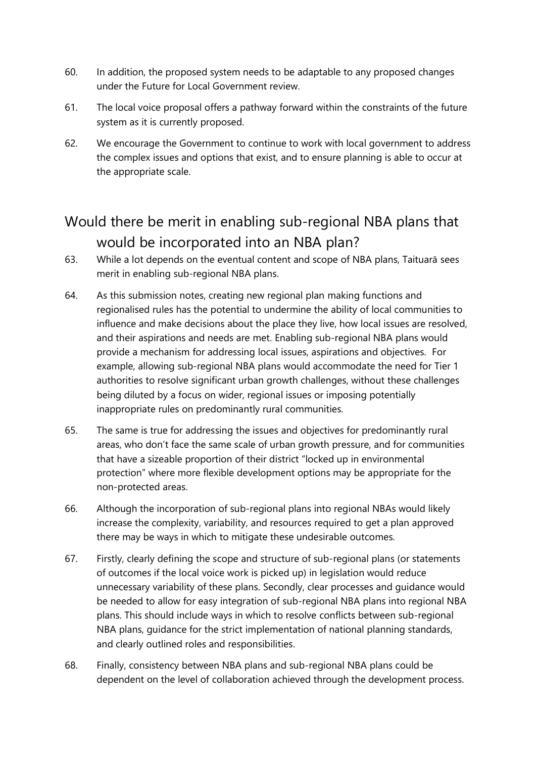60. In addition, the proposed system needs to be adaptable to any proposed changes under the Future for Local Government review.

61. The local voice proposal offers a pathway forward within the constraints of the future system as it is currently proposed.

62. We encourage the Government to continue to work with local government to address the complex issues and options that exist, and to ensure planning is able to occur at the appropriate scale.

## Would there be merit in enabling sub-regional NBA plans that would be incorporated into an NBA plan?

63. While a lot depends on the eventual content and scope of NBA plans, Taituarā sees merit in enabling sub-regional NBA plans.

64. As this submission notes, creating new regional plan making functions and regionalised rules has the potential to undermine the ability of local communities to influence and make decisions about the place they live, how local issues are resolved, and their aspirations and needs are met. Enabling sub-regional NBA plans would provide a mechanism for addressing local issues, aspirations and objectives. For example, allowing sub-regional NBA plans would accommodate the need for Tier 1 authorities to resolve significant urban growth challenges, without these challenges being diluted by a focus on wider, regional issues or imposing potentially inappropriate rules on predominantly rural communities.

65. The same is true for addressing the issues and objectives for predominantly rural areas, who don't face the same scale of urban growth pressure, and for communities that have a sizeable proportion of their district "locked up in environmental protection" where more flexible development options may be appropriate for the non-protected areas.

66. Although the incorporation of sub-regional plans into regional NBAs would likely increase the complexity, variability, and resources required to get a plan approved there may be ways in which to mitigate these undesirable outcomes.

67. Firstly, clearly defining the scope and structure of sub-regional plans (or statements of outcomes if the local voice work is picked up) in legislation would reduce unnecessary variability of these plans. Secondly, clear processes and guidance would be needed to allow for easy integration of sub-regional NBA plans into regional NBA plans. This should include ways in which to resolve conflicts between sub-regional NBA plans, guidance for the strict implementation of national planning standards, and clearly outlined roles and responsibilities.

68. Finally, consistency between NBA plans and sub-regional NBA plans could be dependent on the level of collaboration achieved through the development process.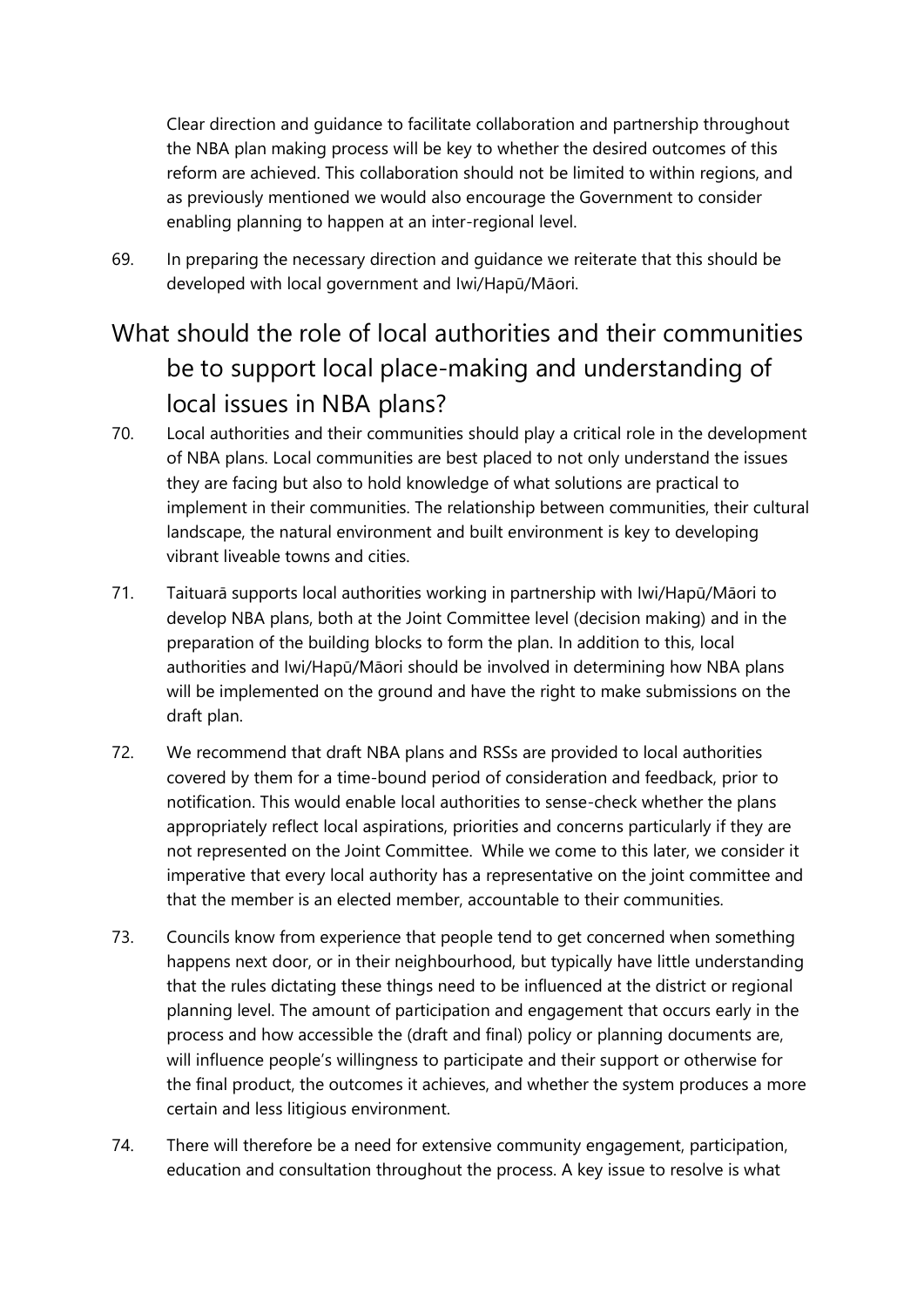Clear direction and guidance to facilitate collaboration and partnership throughout the NBA plan making process will be key to whether the desired outcomes of this reform are achieved. This collaboration should not be limited to within regions, and as previously mentioned we would also encourage the Government to consider enabling planning to happen at an inter-regional level.

69. In preparing the necessary direction and guidance we reiterate that this should be developed with local government and Iwi/Hapū/Māori.

## What should the role of local authorities and their communities be to support local place-making and understanding of local issues in NBA plans?

70. Local authorities and their communities should play a critical role in the development of NBA plans. Local communities are best placed to not only understand the issues they are facing but also to hold knowledge of what solutions are practical to implement in their communities. The relationship between communities, their cultural landscape, the natural environment and built environment is key to developing vibrant liveable towns and cities.

71. Taituarā supports local authorities working in partnership with Iwi/Hapū/Māori to develop NBA plans, both at the Joint Committee level (decision making) and in the preparation of the building blocks to form the plan. In addition to this, local authorities and Iwi/Hapū/Māori should be involved in determining how NBA plans will be implemented on the ground and have the right to make submissions on the draft plan.

72. We recommend that draft NBA plans and RSSs are provided to local authorities covered by them for a time-bound period of consideration and feedback, prior to notification. This would enable local authorities to sense-check whether the plans appropriately reflect local aspirations, priorities and concerns particularly if they are not represented on the Joint Committee. While we come to this later, we consider it imperative that every local authority has a representative on the joint committee and that the member is an elected member, accountable to their communities.

73. Councils know from experience that people tend to get concerned when something happens next door, or in their neighbourhood, but typically have little understanding that the rules dictating these things need to be influenced at the district or regional planning level. The amount of participation and engagement that occurs early in the process and how accessible the (draft and final) policy or planning documents are, will influence people's willingness to participate and their support or otherwise for the final product, the outcomes it achieves, and whether the system produces a more certain and less litigious environment.

74. There will therefore be a need for extensive community engagement, participation, education and consultation throughout the process. A key issue to resolve is what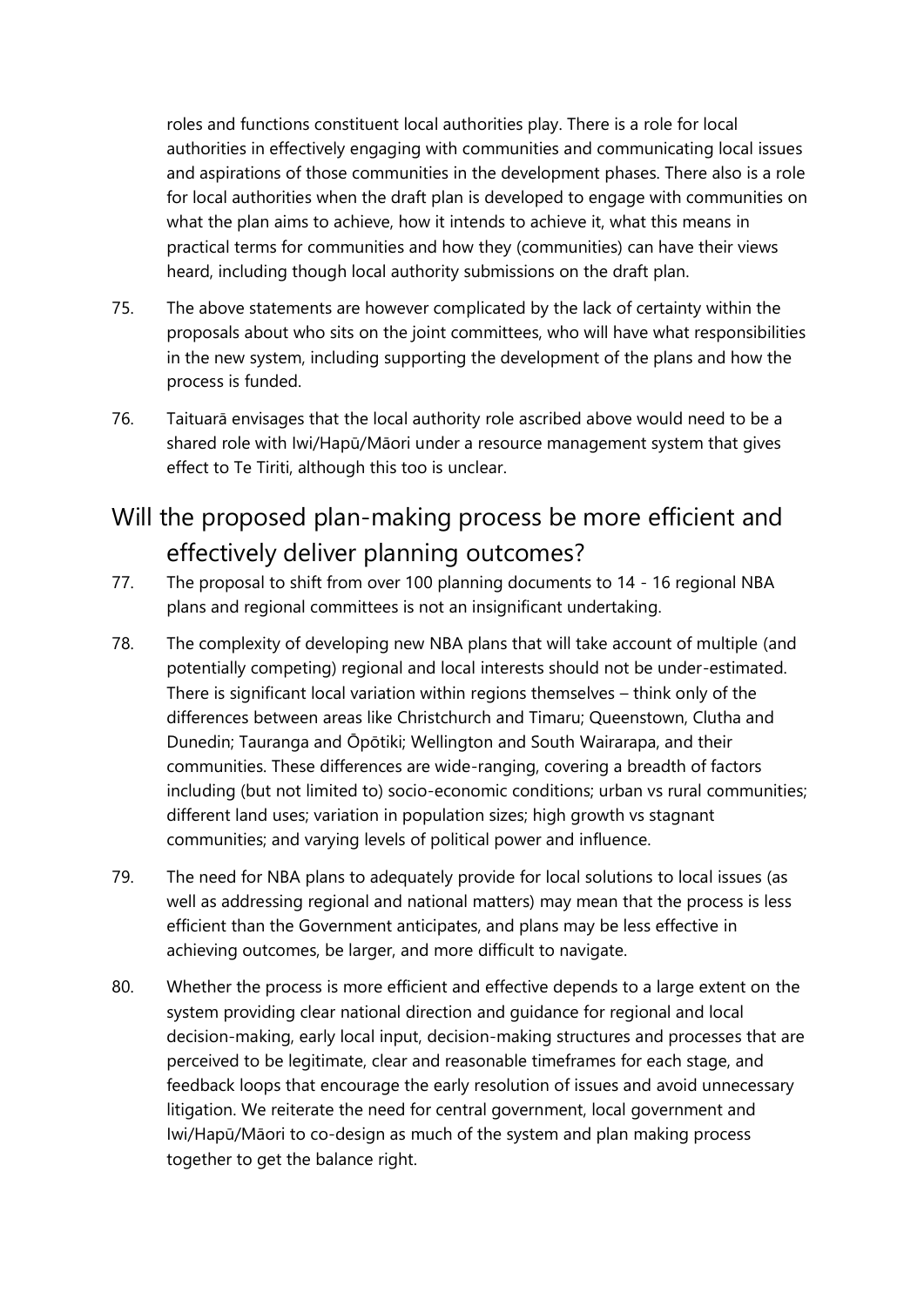roles and functions constituent local authorities play. There is a role for local authorities in effectively engaging with communities and communicating local issues and aspirations of those communities in the development phases. There also is a role for local authorities when the draft plan is developed to engage with communities on what the plan aims to achieve, how it intends to achieve it, what this means in practical terms for communities and how they (communities) can have their views heard, including though local authority submissions on the draft plan.

75. The above statements are however complicated by the lack of certainty within the proposals about who sits on the joint committees, who will have what responsibilities in the new system, including supporting the development of the plans and how the process is funded.

76. Taituarā envisages that the local authority role ascribed above would need to be a shared role with Iwi/Hapū/Māori under a resource management system that gives effect to Te Tiriti, although this too is unclear.

## Will the proposed plan-making process be more efficient and effectively deliver planning outcomes?

77. The proposal to shift from over 100 planning documents to 14 - 16 regional NBA plans and regional committees is not an insignificant undertaking.

78. The complexity of developing new NBA plans that will take account of multiple (and potentially competing) regional and local interests should not be under-estimated. There is significant local variation within regions themselves – think only of the differences between areas like Christchurch and Timaru; Queenstown, Clutha and Dunedin; Tauranga and Ōpōtiki; Wellington and South Wairarapa, and their communities. These differences are wide-ranging, covering a breadth of factors including (but not limited to) socio-economic conditions; urban vs rural communities; different land uses; variation in population sizes; high growth vs stagnant communities; and varying levels of political power and influence.

79. The need for NBA plans to adequately provide for local solutions to local issues (as well as addressing regional and national matters) may mean that the process is less efficient than the Government anticipates, and plans may be less effective in achieving outcomes, be larger, and more difficult to navigate.

80. Whether the process is more efficient and effective depends to a large extent on the system providing clear national direction and guidance for regional and local decision-making, early local input, decision-making structures and processes that are perceived to be legitimate, clear and reasonable timeframes for each stage, and feedback loops that encourage the early resolution of issues and avoid unnecessary litigation. We reiterate the need for central government, local government and Iwi/Hapū/Māori to co-design as much of the system and plan making process together to get the balance right.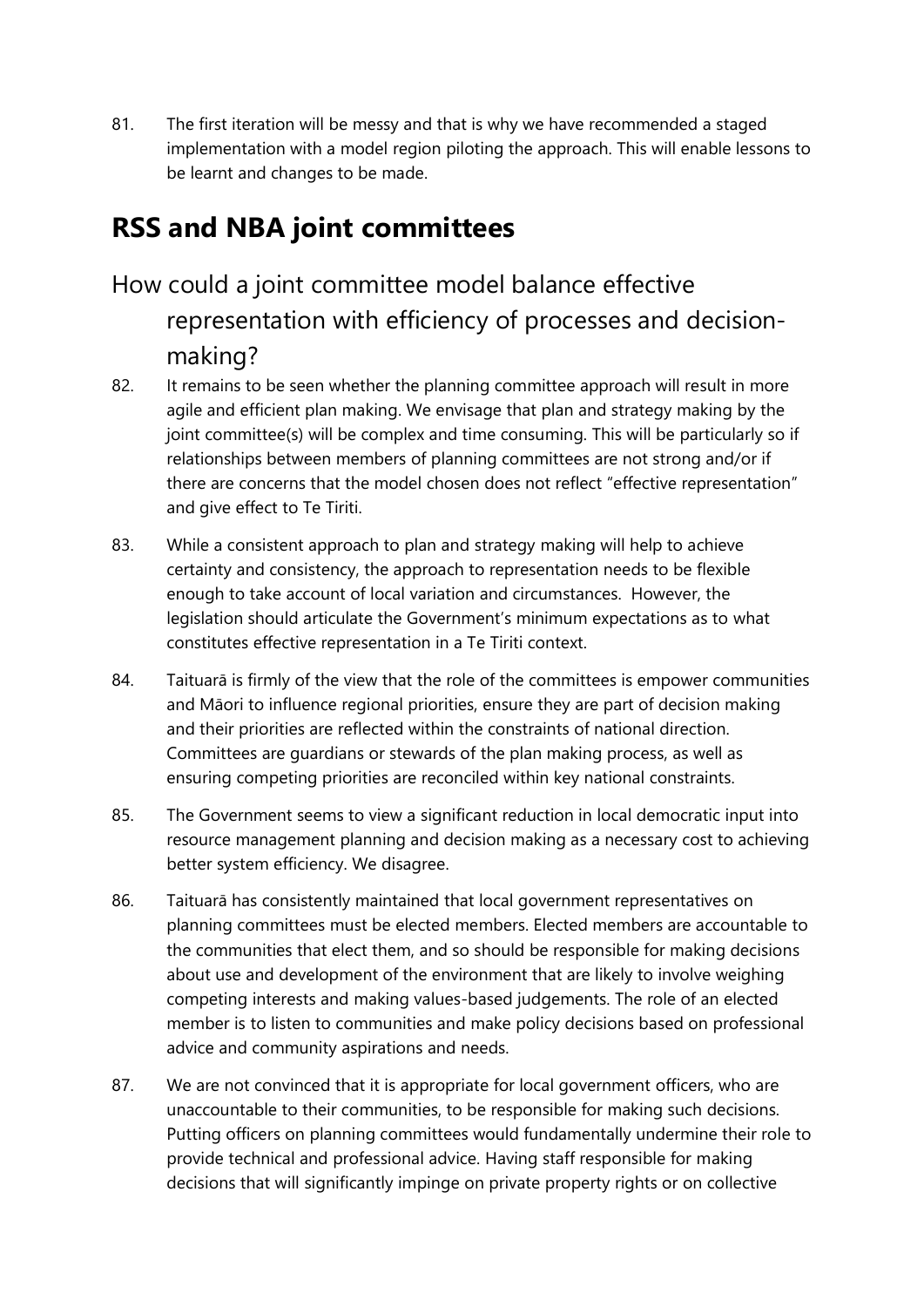81. The first iteration will be messy and that is why we have recommended a staged implementation with a model region piloting the approach. This will enable lessons to be learnt and changes to be made.

## RSS and NBA joint committees

### How could a joint committee model balance effective representation with efficiency of processes and decision-making?

82. It remains to be seen whether the planning committee approach will result in more agile and efficient plan making. We envisage that plan and strategy making by the joint committee(s) will be complex and time consuming. This will be particularly so if relationships between members of planning committees are not strong and/or if there are concerns that the model chosen does not reflect "effective representation" and give effect to Te Tiriti.

83. While a consistent approach to plan and strategy making will help to achieve certainty and consistency, the approach to representation needs to be flexible enough to take account of local variation and circumstances. However, the legislation should articulate the Government's minimum expectations as to what constitutes effective representation in a Te Tiriti context.

84. Taituarā is firmly of the view that the role of the committees is empower communities and Māori to influence regional priorities, ensure they are part of decision making and their priorities are reflected within the constraints of national direction. Committees are guardians or stewards of the plan making process, as well as ensuring competing priorities are reconciled within key national constraints.

85. The Government seems to view a significant reduction in local democratic input into resource management planning and decision making as a necessary cost to achieving better system efficiency. We disagree.

86. Taituarā has consistently maintained that local government representatives on planning committees must be elected members. Elected members are accountable to the communities that elect them, and so should be responsible for making decisions about use and development of the environment that are likely to involve weighing competing interests and making values-based judgements. The role of an elected member is to listen to communities and make policy decisions based on professional advice and community aspirations and needs.

87. We are not convinced that it is appropriate for local government officers, who are unaccountable to their communities, to be responsible for making such decisions. Putting officers on planning committees would fundamentally undermine their role to provide technical and professional advice. Having staff responsible for making decisions that will significantly impinge on private property rights or on collective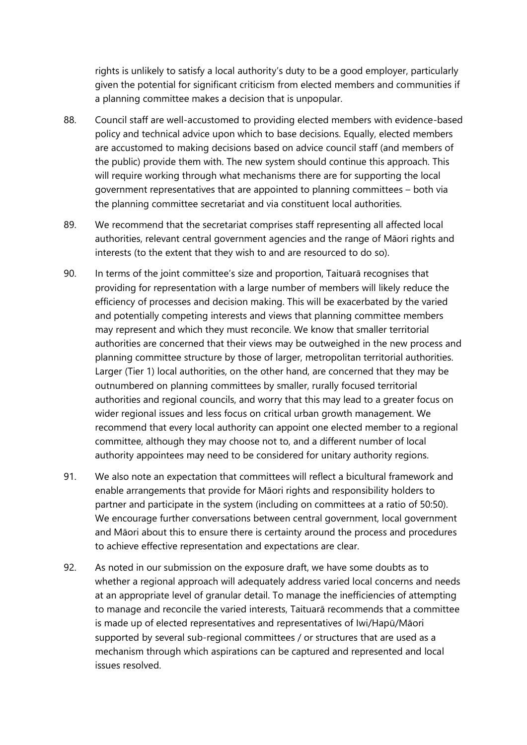rights is unlikely to satisfy a local authority's duty to be a good employer, particularly given the potential for significant criticism from elected members and communities if a planning committee makes a decision that is unpopular.

88. Council staff are well-accustomed to providing elected members with evidence-based policy and technical advice upon which to base decisions. Equally, elected members are accustomed to making decisions based on advice council staff (and members of the public) provide them with. The new system should continue this approach. This will require working through what mechanisms there are for supporting the local government representatives that are appointed to planning committees – both via the planning committee secretariat and via constituent local authorities.

89. We recommend that the secretariat comprises staff representing all affected local authorities, relevant central government agencies and the range of Māori rights and interests (to the extent that they wish to and are resourced to do so).

90. In terms of the joint committee's size and proportion, Taituarā recognises that providing for representation with a large number of members will likely reduce the efficiency of processes and decision making. This will be exacerbated by the varied and potentially competing interests and views that planning committee members may represent and which they must reconcile. We know that smaller territorial authorities are concerned that their views may be outweighed in the new process and planning committee structure by those of larger, metropolitan territorial authorities. Larger (Tier 1) local authorities, on the other hand, are concerned that they may be outnumbered on planning committees by smaller, rurally focused territorial authorities and regional councils, and worry that this may lead to a greater focus on wider regional issues and less focus on critical urban growth management. We recommend that every local authority can appoint one elected member to a regional committee, although they may choose not to, and a different number of local authority appointees may need to be considered for unitary authority regions.

91. We also note an expectation that committees will reflect a bicultural framework and enable arrangements that provide for Māori rights and responsibility holders to partner and participate in the system (including on committees at a ratio of 50:50). We encourage further conversations between central government, local government and Māori about this to ensure there is certainty around the process and procedures to achieve effective representation and expectations are clear.

92. As noted in our submission on the exposure draft, we have some doubts as to whether a regional approach will adequately address varied local concerns and needs at an appropriate level of granular detail. To manage the inefficiencies of attempting to manage and reconcile the varied interests, Taituarā recommends that a committee is made up of elected representatives and representatives of Iwi/Hapū/Māori supported by several sub-regional committees / or structures that are used as a mechanism through which aspirations can be captured and represented and local issues resolved.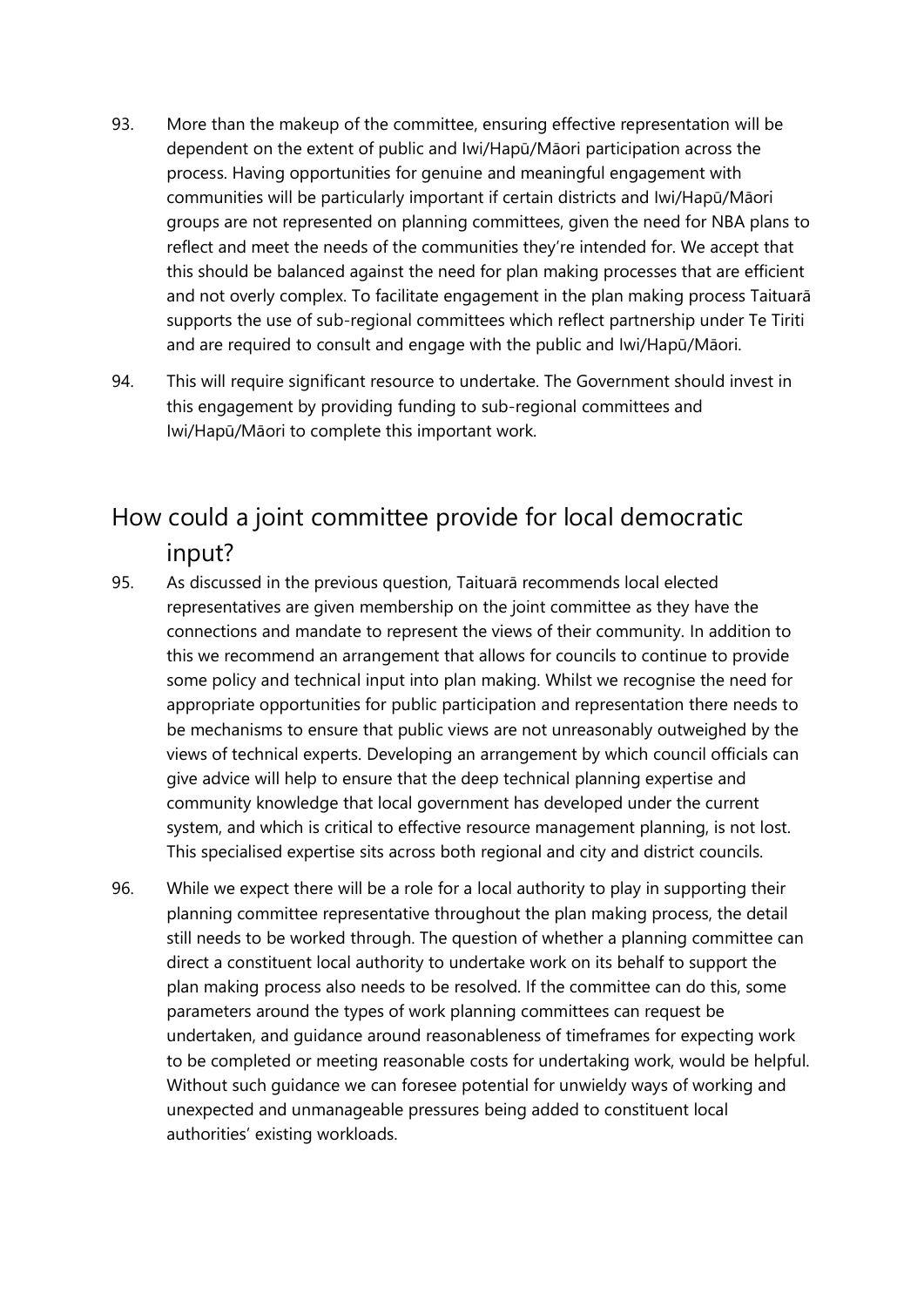93. More than the makeup of the committee, ensuring effective representation will be dependent on the extent of public and Iwi/Hapū/Māori participation across the process. Having opportunities for genuine and meaningful engagement with communities will be particularly important if certain districts and Iwi/Hapū/Māori groups are not represented on planning committees, given the need for NBA plans to reflect and meet the needs of the communities they're intended for. We accept that this should be balanced against the need for plan making processes that are efficient and not overly complex. To facilitate engagement in the plan making process Taituarā supports the use of sub-regional committees which reflect partnership under Te Tiriti and are required to consult and engage with the public and Iwi/Hapū/Māori.

94. This will require significant resource to undertake. The Government should invest in this engagement by providing funding to sub-regional committees and Iwi/Hapū/Māori to complete this important work.

## How could a joint committee provide for local democratic input?

95. As discussed in the previous question, Taituarā recommends local elected representatives are given membership on the joint committee as they have the connections and mandate to represent the views of their community. In addition to this we recommend an arrangement that allows for councils to continue to provide some policy and technical input into plan making. Whilst we recognise the need for appropriate opportunities for public participation and representation there needs to be mechanisms to ensure that public views are not unreasonably outweighed by the views of technical experts. Developing an arrangement by which council officials can give advice will help to ensure that the deep technical planning expertise and community knowledge that local government has developed under the current system, and which is critical to effective resource management planning, is not lost. This specialised expertise sits across both regional and city and district councils.

96. While we expect there will be a role for a local authority to play in supporting their planning committee representative throughout the plan making process, the detail still needs to be worked through. The question of whether a planning committee can direct a constituent local authority to undertake work on its behalf to support the plan making process also needs to be resolved. If the committee can do this, some parameters around the types of work planning committees can request be undertaken, and guidance around reasonableness of timeframes for expecting work to be completed or meeting reasonable costs for undertaking work, would be helpful. Without such guidance we can foresee potential for unwieldy ways of working and unexpected and unmanageable pressures being added to constituent local authorities' existing workloads.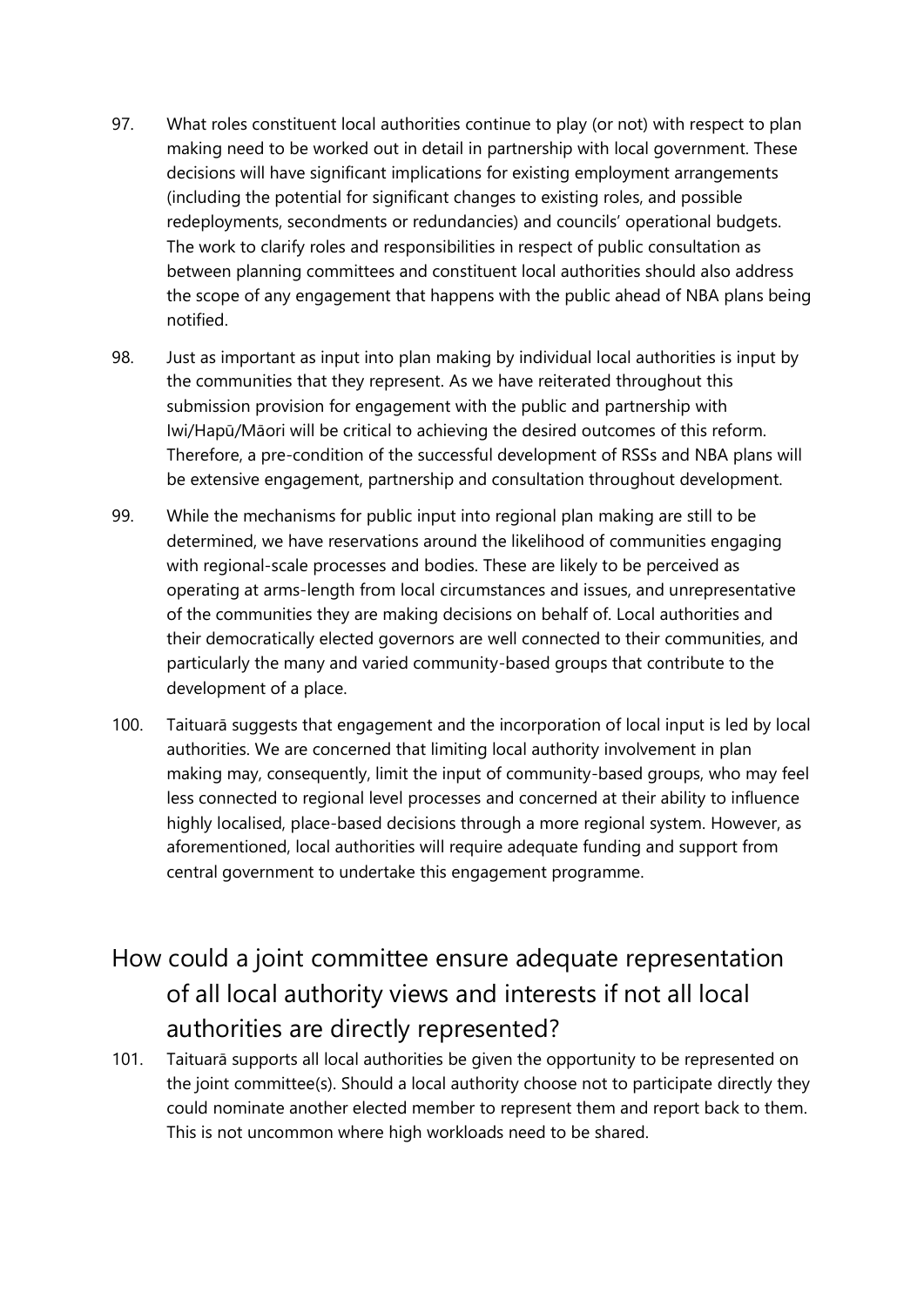97. What roles constituent local authorities continue to play (or not) with respect to plan making need to be worked out in detail in partnership with local government. These decisions will have significant implications for existing employment arrangements (including the potential for significant changes to existing roles, and possible redeployments, secondments or redundancies) and councils' operational budgets. The work to clarify roles and responsibilities in respect of public consultation as between planning committees and constituent local authorities should also address the scope of any engagement that happens with the public ahead of NBA plans being notified.

98. Just as important as input into plan making by individual local authorities is input by the communities that they represent. As we have reiterated throughout this submission provision for engagement with the public and partnership with Iwi/Hapū/Māori will be critical to achieving the desired outcomes of this reform. Therefore, a pre-condition of the successful development of RSSs and NBA plans will be extensive engagement, partnership and consultation throughout development.

99. While the mechanisms for public input into regional plan making are still to be determined, we have reservations around the likelihood of communities engaging with regional-scale processes and bodies. These are likely to be perceived as operating at arms-length from local circumstances and issues, and unrepresentative of the communities they are making decisions on behalf of. Local authorities and their democratically elected governors are well connected to their communities, and particularly the many and varied community-based groups that contribute to the development of a place.

100. Taituarā suggests that engagement and the incorporation of local input is led by local authorities. We are concerned that limiting local authority involvement in plan making may, consequently, limit the input of community-based groups, who may feel less connected to regional level processes and concerned at their ability to influence highly localised, place-based decisions through a more regional system. However, as aforementioned, local authorities will require adequate funding and support from central government to undertake this engagement programme.

## How could a joint committee ensure adequate representation of all local authority views and interests if not all local authorities are directly represented?

101. Taituarā supports all local authorities be given the opportunity to be represented on the joint committee(s). Should a local authority choose not to participate directly they could nominate another elected member to represent them and report back to them. This is not uncommon where high workloads need to be shared.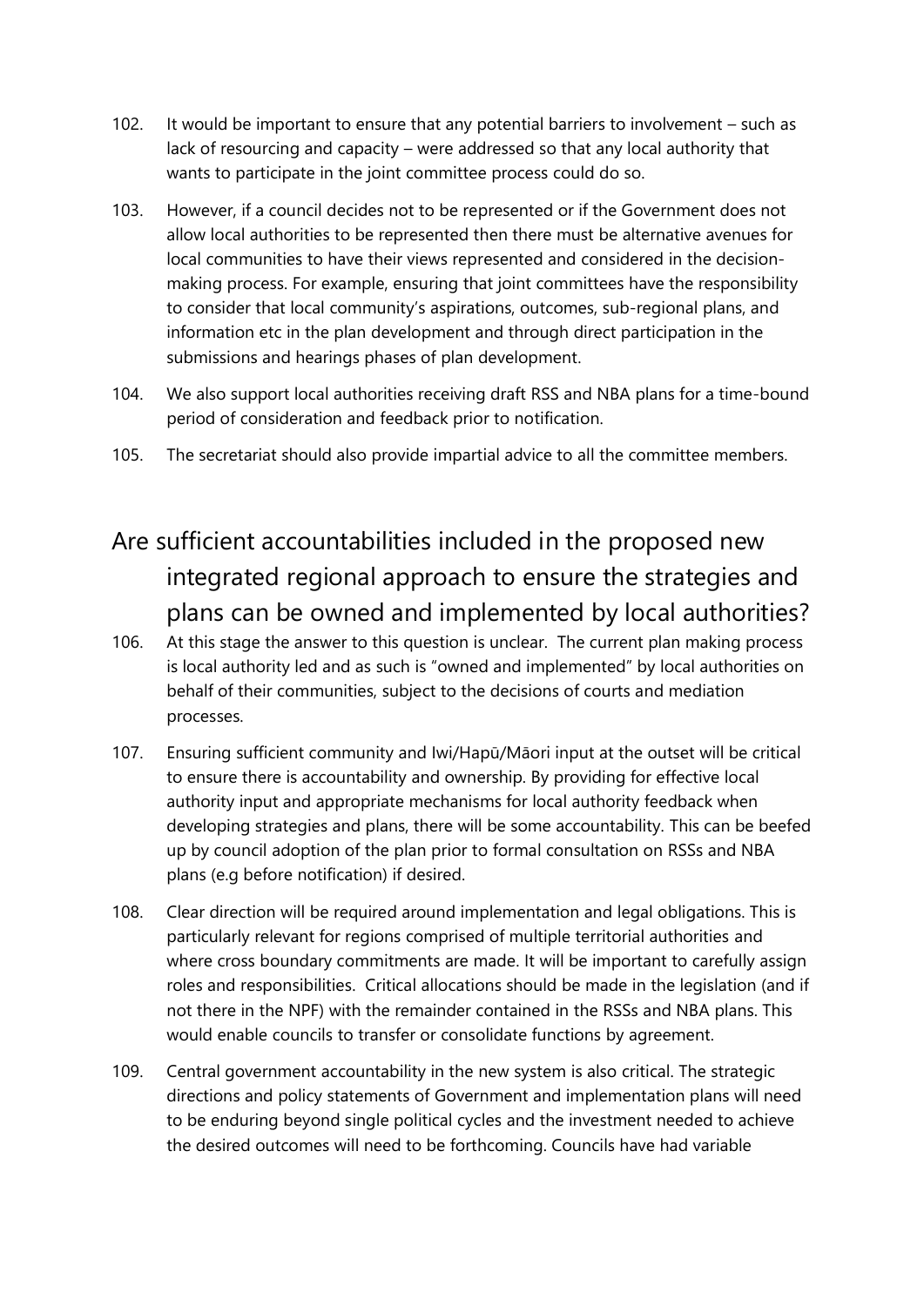102. It would be important to ensure that any potential barriers to involvement – such as lack of resourcing and capacity – were addressed so that any local authority that wants to participate in the joint committee process could do so.

103. However, if a council decides not to be represented or if the Government does not allow local authorities to be represented then there must be alternative avenues for local communities to have their views represented and considered in the decision-making process. For example, ensuring that joint committees have the responsibility to consider that local community's aspirations, outcomes, sub-regional plans, and information etc in the plan development and through direct participation in the submissions and hearings phases of plan development.

104. We also support local authorities receiving draft RSS and NBA plans for a time-bound period of consideration and feedback prior to notification.

105. The secretariat should also provide impartial advice to all the committee members.

## Are sufficient accountabilities included in the proposed new integrated regional approach to ensure the strategies and plans can be owned and implemented by local authorities?

106. At this stage the answer to this question is unclear. The current plan making process is local authority led and as such is "owned and implemented" by local authorities on behalf of their communities, subject to the decisions of courts and mediation processes.

107. Ensuring sufficient community and Iwi/Hapū/Māori input at the outset will be critical to ensure there is accountability and ownership. By providing for effective local authority input and appropriate mechanisms for local authority feedback when developing strategies and plans, there will be some accountability. This can be beefed up by council adoption of the plan prior to formal consultation on RSSs and NBA plans (e.g before notification) if desired.

108. Clear direction will be required around implementation and legal obligations. This is particularly relevant for regions comprised of multiple territorial authorities and where cross boundary commitments are made. It will be important to carefully assign roles and responsibilities. Critical allocations should be made in the legislation (and if not there in the NPF) with the remainder contained in the RSSs and NBA plans. This would enable councils to transfer or consolidate functions by agreement.

109. Central government accountability in the new system is also critical. The strategic directions and policy statements of Government and implementation plans will need to be enduring beyond single political cycles and the investment needed to achieve the desired outcomes will need to be forthcoming. Councils have had variable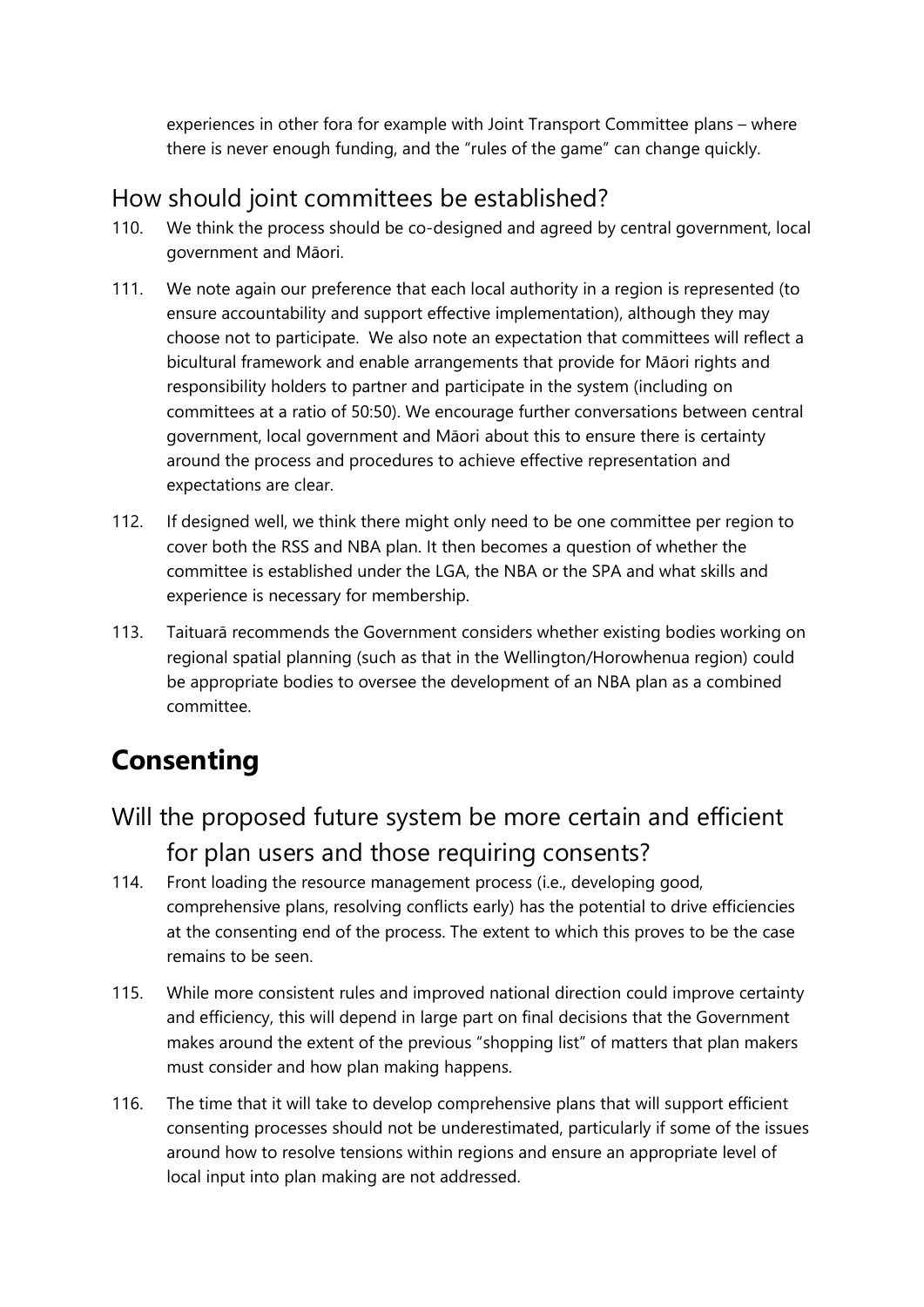experiences in other fora for example with Joint Transport Committee plans – where there is never enough funding, and the "rules of the game" can change quickly.

## How should joint committees be established?

110. We think the process should be co-designed and agreed by central government, local government and Māori.

111. We note again our preference that each local authority in a region is represented (to ensure accountability and support effective implementation), although they may choose not to participate. We also note an expectation that committees will reflect a bicultural framework and enable arrangements that provide for Māori rights and responsibility holders to partner and participate in the system (including on committees at a ratio of 50:50). We encourage further conversations between central government, local government and Māori about this to ensure there is certainty around the process and procedures to achieve effective representation and expectations are clear.

112. If designed well, we think there might only need to be one committee per region to cover both the RSS and NBA plan. It then becomes a question of whether the committee is established under the LGA, the NBA or the SPA and what skills and experience is necessary for membership.

113. Taituarā recommends the Government considers whether existing bodies working on regional spatial planning (such as that in the Wellington/Horowhenua region) could be appropriate bodies to oversee the development of an NBA plan as a combined committee.

# Consenting

## Will the proposed future system be more certain and efficient for plan users and those requiring consents?

114. Front loading the resource management process (i.e., developing good, comprehensive plans, resolving conflicts early) has the potential to drive efficiencies at the consenting end of the process. The extent to which this proves to be the case remains to be seen.

115. While more consistent rules and improved national direction could improve certainty and efficiency, this will depend in large part on final decisions that the Government makes around the extent of the previous "shopping list" of matters that plan makers must consider and how plan making happens.

116. The time that it will take to develop comprehensive plans that will support efficient consenting processes should not be underestimated, particularly if some of the issues around how to resolve tensions within regions and ensure an appropriate level of local input into plan making are not addressed.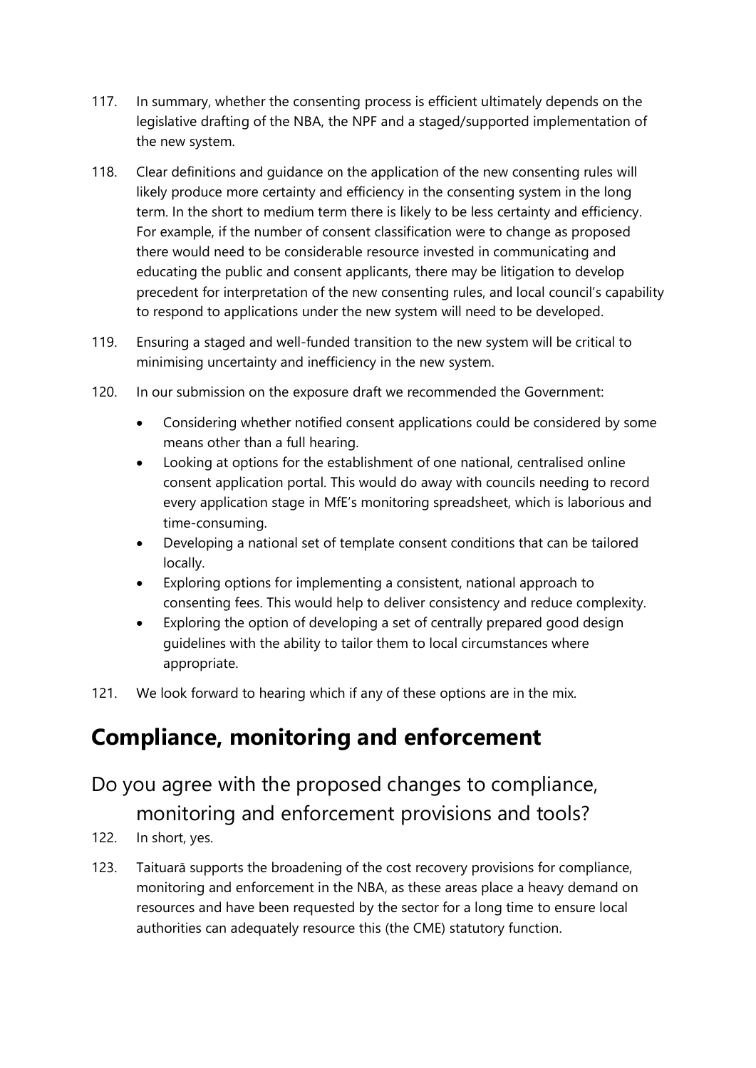117. In summary, whether the consenting process is efficient ultimately depends on the legislative drafting of the NBA, the NPF and a staged/supported implementation of the new system.

118. Clear definitions and guidance on the application of the new consenting rules will likely produce more certainty and efficiency in the consenting system in the long term. In the short to medium term there is likely to be less certainty and efficiency. For example, if the number of consent classification were to change as proposed there would need to be considerable resource invested in communicating and educating the public and consent applicants, there may be litigation to develop precedent for interpretation of the new consenting rules, and local council's capability to respond to applications under the new system will need to be developed.

119. Ensuring a staged and well-funded transition to the new system will be critical to minimising uncertainty and inefficiency in the new system.

120. In our submission on the exposure draft we recommended the Government:

- Considering whether notified consent applications could be considered by some means other than a full hearing.
- Looking at options for the establishment of one national, centralised online consent application portal. This would do away with councils needing to record every application stage in MfE's monitoring spreadsheet, which is laborious and time-consuming.
- Developing a national set of template consent conditions that can be tailored locally.
- Exploring options for implementing a consistent, national approach to consenting fees. This would help to deliver consistency and reduce complexity.
- Exploring the option of developing a set of centrally prepared good design guidelines with the ability to tailor them to local circumstances where appropriate.

121. We look forward to hearing which if any of these options are in the mix.

# Compliance, monitoring and enforcement

## Do you agree with the proposed changes to compliance, monitoring and enforcement provisions and tools?

122. In short, yes.

123. Taituarā supports the broadening of the cost recovery provisions for compliance, monitoring and enforcement in the NBA, as these areas place a heavy demand on resources and have been requested by the sector for a long time to ensure local authorities can adequately resource this (the CME) statutory function.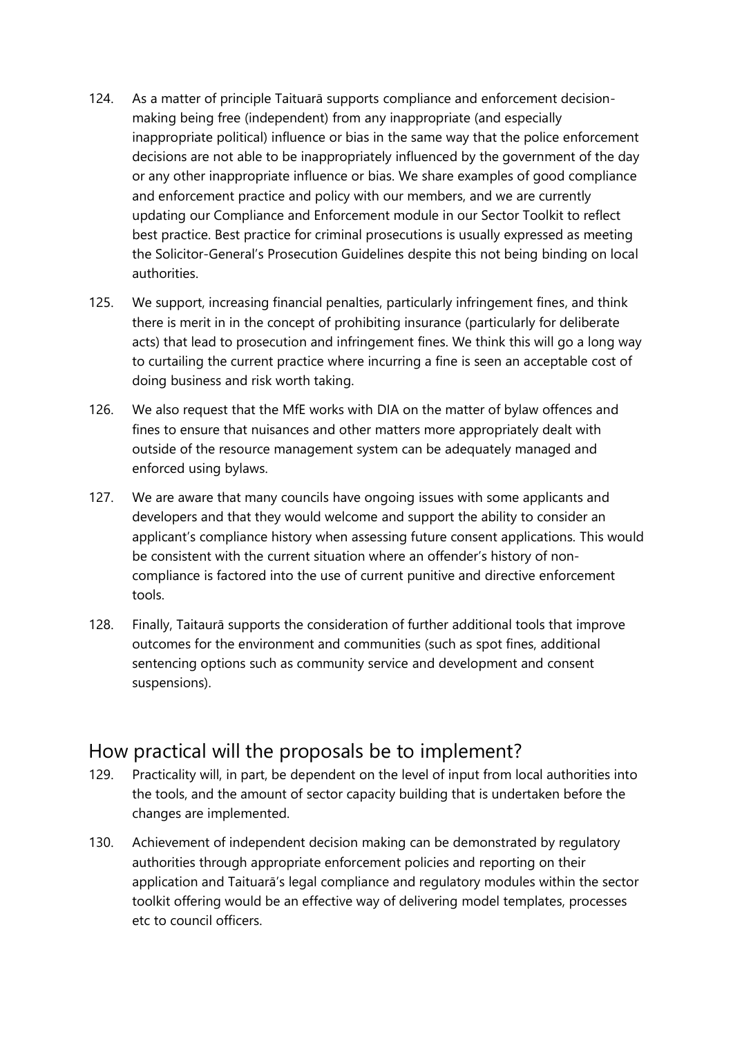124. As a matter of principle Taituarā supports compliance and enforcement decision-making being free (independent) from any inappropriate (and especially inappropriate political) influence or bias in the same way that the police enforcement decisions are not able to be inappropriately influenced by the government of the day or any other inappropriate influence or bias. We share examples of good compliance and enforcement practice and policy with our members, and we are currently updating our Compliance and Enforcement module in our Sector Toolkit to reflect best practice. Best practice for criminal prosecutions is usually expressed as meeting the Solicitor-General's Prosecution Guidelines despite this not being binding on local authorities.

125. We support, increasing financial penalties, particularly infringement fines, and think there is merit in in the concept of prohibiting insurance (particularly for deliberate acts) that lead to prosecution and infringement fines. We think this will go a long way to curtailing the current practice where incurring a fine is seen an acceptable cost of doing business and risk worth taking.

126. We also request that the MfE works with DIA on the matter of bylaw offences and fines to ensure that nuisances and other matters more appropriately dealt with outside of the resource management system can be adequately managed and enforced using bylaws.

127. We are aware that many councils have ongoing issues with some applicants and developers and that they would welcome and support the ability to consider an applicant's compliance history when assessing future consent applications. This would be consistent with the current situation where an offender's history of non-compliance is factored into the use of current punitive and directive enforcement tools.

128. Finally, Taitaurā supports the consideration of further additional tools that improve outcomes for the environment and communities (such as spot fines, additional sentencing options such as community service and development and consent suspensions).

## How practical will the proposals be to implement?

129. Practicality will, in part, be dependent on the level of input from local authorities into the tools, and the amount of sector capacity building that is undertaken before the changes are implemented.

130. Achievement of independent decision making can be demonstrated by regulatory authorities through appropriate enforcement policies and reporting on their application and Taituarā's legal compliance and regulatory modules within the sector toolkit offering would be an effective way of delivering model templates, processes etc to council officers.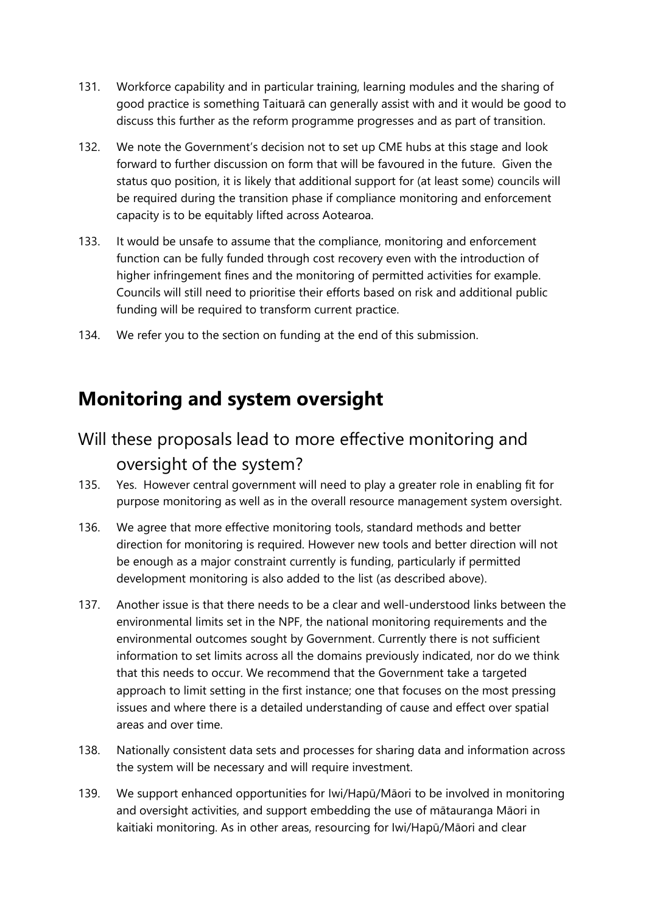131. Workforce capability and in particular training, learning modules and the sharing of good practice is something Taituarā can generally assist with and it would be good to discuss this further as the reform programme progresses and as part of transition.

132. We note the Government's decision not to set up CME hubs at this stage and look forward to further discussion on form that will be favoured in the future. Given the status quo position, it is likely that additional support for (at least some) councils will be required during the transition phase if compliance monitoring and enforcement capacity is to be equitably lifted across Aotearoa.

133. It would be unsafe to assume that the compliance, monitoring and enforcement function can be fully funded through cost recovery even with the introduction of higher infringement fines and the monitoring of permitted activities for example. Councils will still need to prioritise their efforts based on risk and additional public funding will be required to transform current practice.

134. We refer you to the section on funding at the end of this submission.

# Monitoring and system oversight

## Will these proposals lead to more effective monitoring and oversight of the system?

135. Yes. However central government will need to play a greater role in enabling fit for purpose monitoring as well as in the overall resource management system oversight.

136. We agree that more effective monitoring tools, standard methods and better direction for monitoring is required. However new tools and better direction will not be enough as a major constraint currently is funding, particularly if permitted development monitoring is also added to the list (as described above).

137. Another issue is that there needs to be a clear and well-understood links between the environmental limits set in the NPF, the national monitoring requirements and the environmental outcomes sought by Government. Currently there is not sufficient information to set limits across all the domains previously indicated, nor do we think that this needs to occur. We recommend that the Government take a targeted approach to limit setting in the first instance; one that focuses on the most pressing issues and where there is a detailed understanding of cause and effect over spatial areas and over time.

138. Nationally consistent data sets and processes for sharing data and information across the system will be necessary and will require investment.

139. We support enhanced opportunities for Iwi/Hapū/Māori to be involved in monitoring and oversight activities, and support embedding the use of mātauranga Māori in kaitiaki monitoring. As in other areas, resourcing for Iwi/Hapū/Māori and clear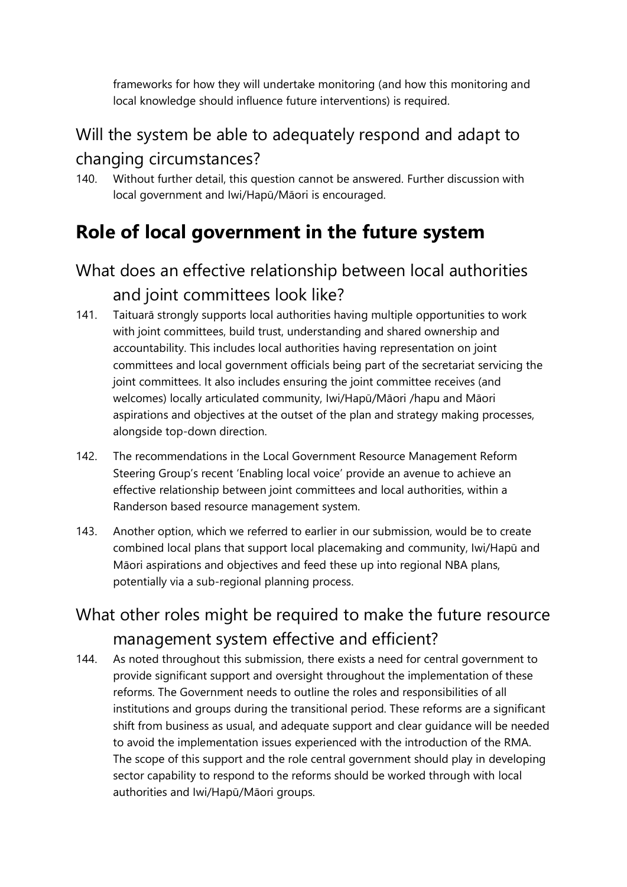frameworks for how they will undertake monitoring (and how this monitoring and local knowledge should influence future interventions) is required.

## Will the system be able to adequately respond and adapt to changing circumstances?

140. Without further detail, this question cannot be answered. Further discussion with local government and Iwi/Hapū/Māori is encouraged.

# Role of local government in the future system

## What does an effective relationship between local authorities and joint committees look like?

141. Taituarā strongly supports local authorities having multiple opportunities to work with joint committees, build trust, understanding and shared ownership and accountability. This includes local authorities having representation on joint committees and local government officials being part of the secretariat servicing the joint committees. It also includes ensuring the joint committee receives (and welcomes) locally articulated community, Iwi/Hapū/Māori /hapu and Māori aspirations and objectives at the outset of the plan and strategy making processes, alongside top-down direction.

142. The recommendations in the Local Government Resource Management Reform Steering Group's recent 'Enabling local voice' provide an avenue to achieve an effective relationship between joint committees and local authorities, within a Randerson based resource management system.

143. Another option, which we referred to earlier in our submission, would be to create combined local plans that support local placemaking and community, Iwi/Hapū and Māori aspirations and objectives and feed these up into regional NBA plans, potentially via a sub-regional planning process.

## What other roles might be required to make the future resource management system effective and efficient?

144. As noted throughout this submission, there exists a need for central government to provide significant support and oversight throughout the implementation of these reforms. The Government needs to outline the roles and responsibilities of all institutions and groups during the transitional period. These reforms are a significant shift from business as usual, and adequate support and clear guidance will be needed to avoid the implementation issues experienced with the introduction of the RMA. The scope of this support and the role central government should play in developing sector capability to respond to the reforms should be worked through with local authorities and Iwi/Hapū/Māori groups.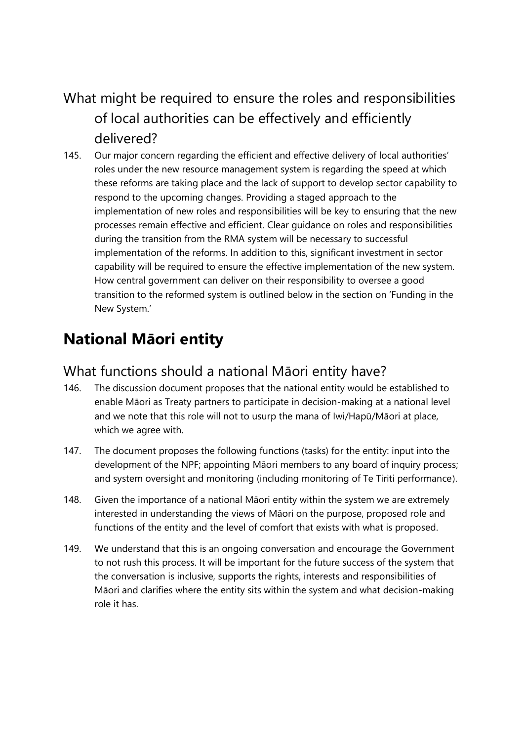### What might be required to ensure the roles and responsibilities of local authorities can be effectively and efficiently delivered?

145. Our major concern regarding the efficient and effective delivery of local authorities' roles under the new resource management system is regarding the speed at which these reforms are taking place and the lack of support to develop sector capability to respond to the upcoming changes. Providing a staged approach to the implementation of new roles and responsibilities will be key to ensuring that the new processes remain effective and efficient. Clear guidance on roles and responsibilities during the transition from the RMA system will be necessary to successful implementation of the reforms. In addition to this, significant investment in sector capability will be required to ensure the effective implementation of the new system. How central government can deliver on their responsibility to oversee a good transition to the reformed system is outlined below in the section on 'Funding in the New System.'

## National Māori entity

### What functions should a national Māori entity have?

146. The discussion document proposes that the national entity would be established to enable Māori as Treaty partners to participate in decision-making at a national level and we note that this role will not to usurp the mana of Iwi/Hapū/Māori at place, which we agree with.

147. The document proposes the following functions (tasks) for the entity: input into the development of the NPF; appointing Māori members to any board of inquiry process; and system oversight and monitoring (including monitoring of Te Tiriti performance).

148. Given the importance of a national Māori entity within the system we are extremely interested in understanding the views of Māori on the purpose, proposed role and functions of the entity and the level of comfort that exists with what is proposed.

149. We understand that this is an ongoing conversation and encourage the Government to not rush this process. It will be important for the future success of the system that the conversation is inclusive, supports the rights, interests and responsibilities of Māori and clarifies where the entity sits within the system and what decision-making role it has.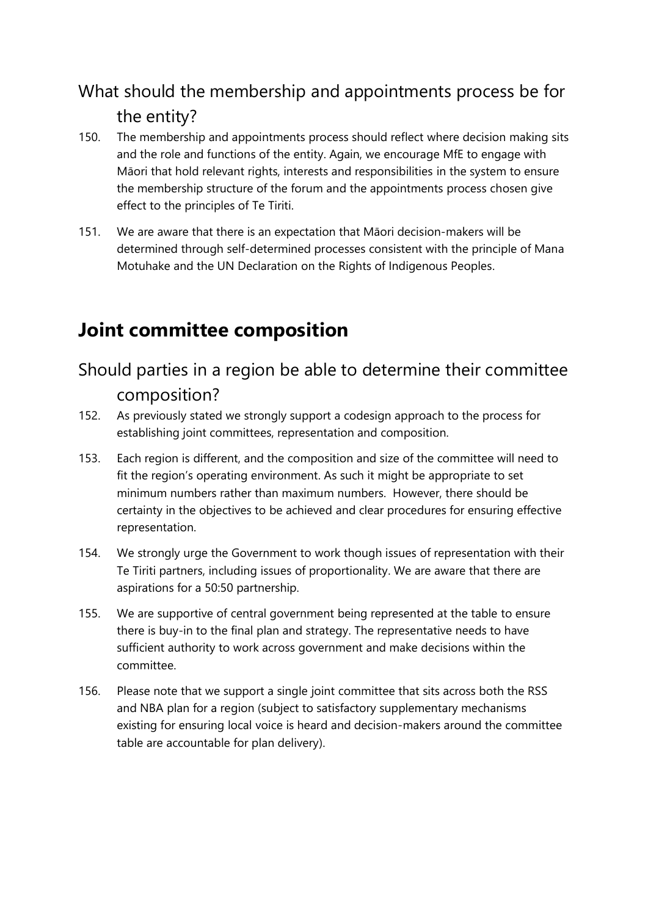### What should the membership and appointments process be for the entity?

150. The membership and appointments process should reflect where decision making sits and the role and functions of the entity. Again, we encourage MfE to engage with Māori that hold relevant rights, interests and responsibilities in the system to ensure the membership structure of the forum and the appointments process chosen give effect to the principles of Te Tiriti.

151. We are aware that there is an expectation that Māori decision-makers will be determined through self-determined processes consistent with the principle of Mana Motuhake and the UN Declaration on the Rights of Indigenous Peoples.

## Joint committee composition

### Should parties in a region be able to determine their committee composition?

152. As previously stated we strongly support a codesign approach to the process for establishing joint committees, representation and composition.

153. Each region is different, and the composition and size of the committee will need to fit the region's operating environment. As such it might be appropriate to set minimum numbers rather than maximum numbers. However, there should be certainty in the objectives to be achieved and clear procedures for ensuring effective representation.

154. We strongly urge the Government to work though issues of representation with their Te Tiriti partners, including issues of proportionality. We are aware that there are aspirations for a 50:50 partnership.

155. We are supportive of central government being represented at the table to ensure there is buy-in to the final plan and strategy. The representative needs to have sufficient authority to work across government and make decisions within the committee.

156. Please note that we support a single joint committee that sits across both the RSS and NBA plan for a region (subject to satisfactory supplementary mechanisms existing for ensuring local voice is heard and decision-makers around the committee table are accountable for plan delivery).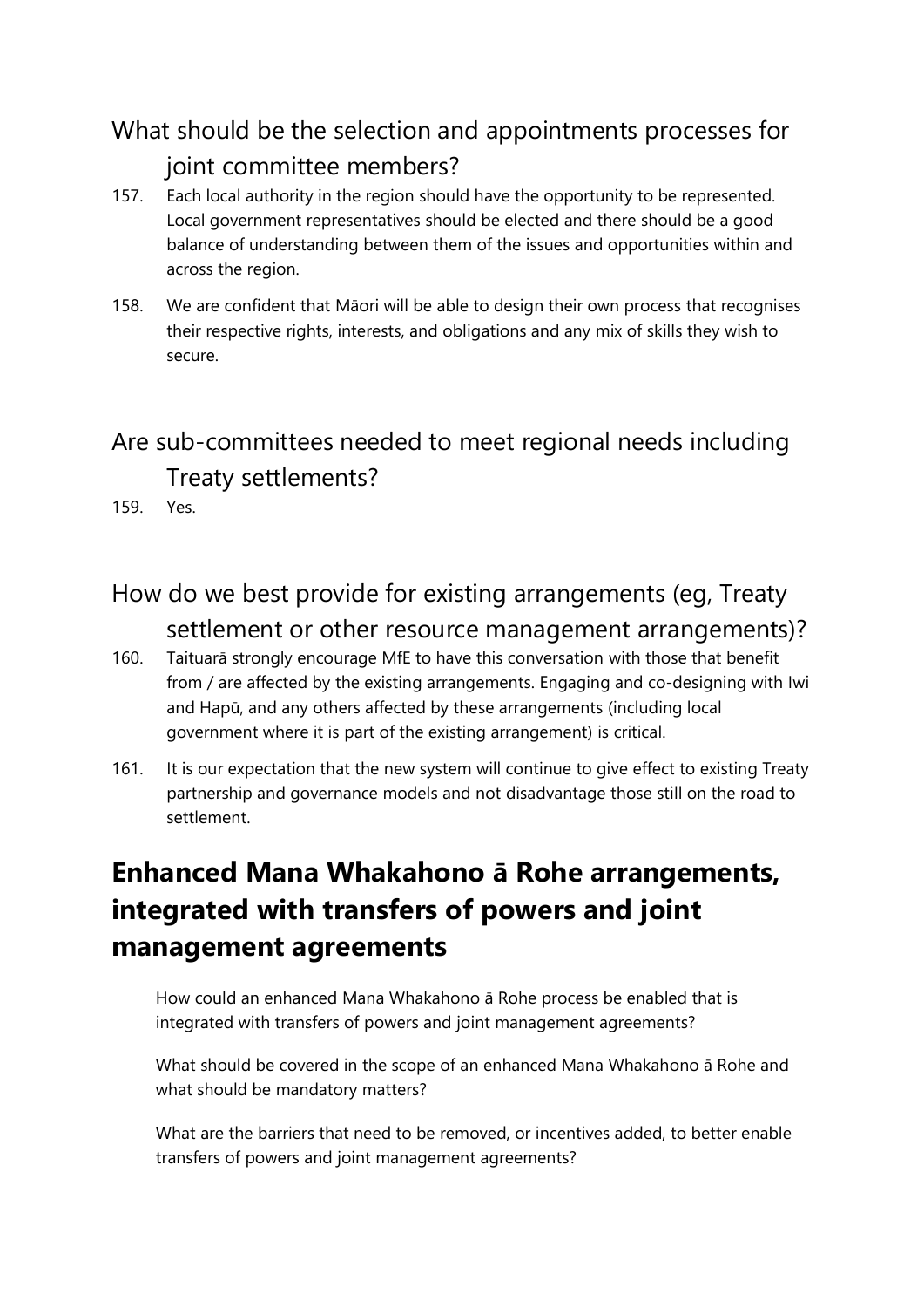### What should be the selection and appointments processes for joint committee members?

157. Each local authority in the region should have the opportunity to be represented. Local government representatives should be elected and there should be a good balance of understanding between them of the issues and opportunities within and across the region.

158. We are confident that Māori will be able to design their own process that recognises their respective rights, interests, and obligations and any mix of skills they wish to secure.

### Are sub-committees needed to meet regional needs including Treaty settlements?

159. Yes.

### How do we best provide for existing arrangements (eg, Treaty settlement or other resource management arrangements)?

160. Taituarā strongly encourage MfE to have this conversation with those that benefit from / are affected by the existing arrangements. Engaging and co-designing with Iwi and Hapū, and any others affected by these arrangements (including local government where it is part of the existing arrangement) is critical.

161. It is our expectation that the new system will continue to give effect to existing Treaty partnership and governance models and not disadvantage those still on the road to settlement.

## Enhanced Mana Whakahono ā Rohe arrangements, integrated with transfers of powers and joint management agreements

How could an enhanced Mana Whakahono ā Rohe process be enabled that is integrated with transfers of powers and joint management agreements?

What should be covered in the scope of an enhanced Mana Whakahono ā Rohe and what should be mandatory matters?

What are the barriers that need to be removed, or incentives added, to better enable transfers of powers and joint management agreements?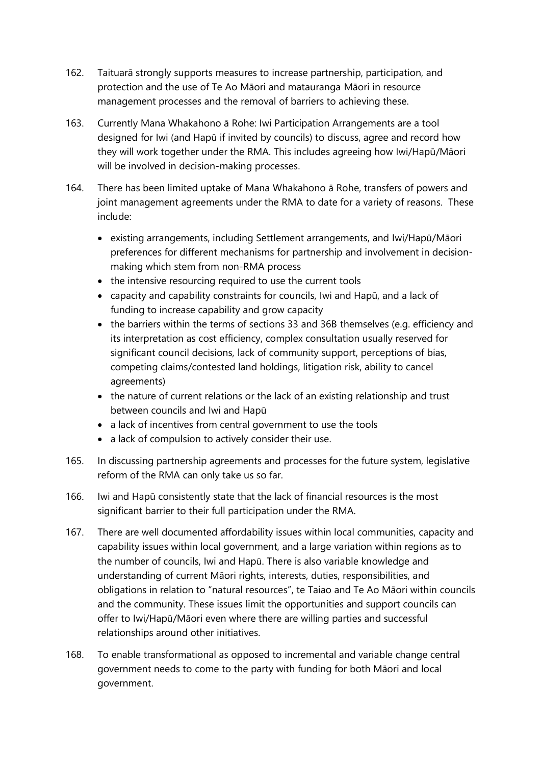162. Taituarā strongly supports measures to increase partnership, participation, and protection and the use of Te Ao Māori and matauranga Māori in resource management processes and the removal of barriers to achieving these.

163. Currently Mana Whakahono ā Rohe: Iwi Participation Arrangements are a tool designed for Iwi (and Hapū if invited by councils) to discuss, agree and record how they will work together under the RMA. This includes agreeing how Iwi/Hapū/Māori will be involved in decision-making processes.

164. There has been limited uptake of Mana Whakahono ā Rohe, transfers of powers and joint management agreements under the RMA to date for a variety of reasons. These include:

    - existing arrangements, including Settlement arrangements, and Iwi/Hapū/Māori preferences for different mechanisms for partnership and involvement in decision-making which stem from non-RMA process
    - the intensive resourcing required to use the current tools
    - capacity and capability constraints for councils, Iwi and Hapū, and a lack of funding to increase capability and grow capacity
    - the barriers within the terms of sections 33 and 36B themselves (e.g. efficiency and its interpretation as cost efficiency, complex consultation usually reserved for significant council decisions, lack of community support, perceptions of bias, competing claims/contested land holdings, litigation risk, ability to cancel agreements)
    - the nature of current relations or the lack of an existing relationship and trust between councils and Iwi and Hapū
    - a lack of incentives from central government to use the tools
    - a lack of compulsion to actively consider their use.

165. In discussing partnership agreements and processes for the future system, legislative reform of the RMA can only take us so far.

166. Iwi and Hapū consistently state that the lack of financial resources is the most significant barrier to their full participation under the RMA.

167. There are well documented affordability issues within local communities, capacity and capability issues within local government, and a large variation within regions as to the number of councils, Iwi and Hapū. There is also variable knowledge and understanding of current Māori rights, interests, duties, responsibilities, and obligations in relation to "natural resources", te Taiao and Te Ao Māori within councils and the community. These issues limit the opportunities and support councils can offer to Iwi/Hapū/Māori even where there are willing parties and successful relationships around other initiatives.

168. To enable transformational as opposed to incremental and variable change central government needs to come to the party with funding for both Māori and local government.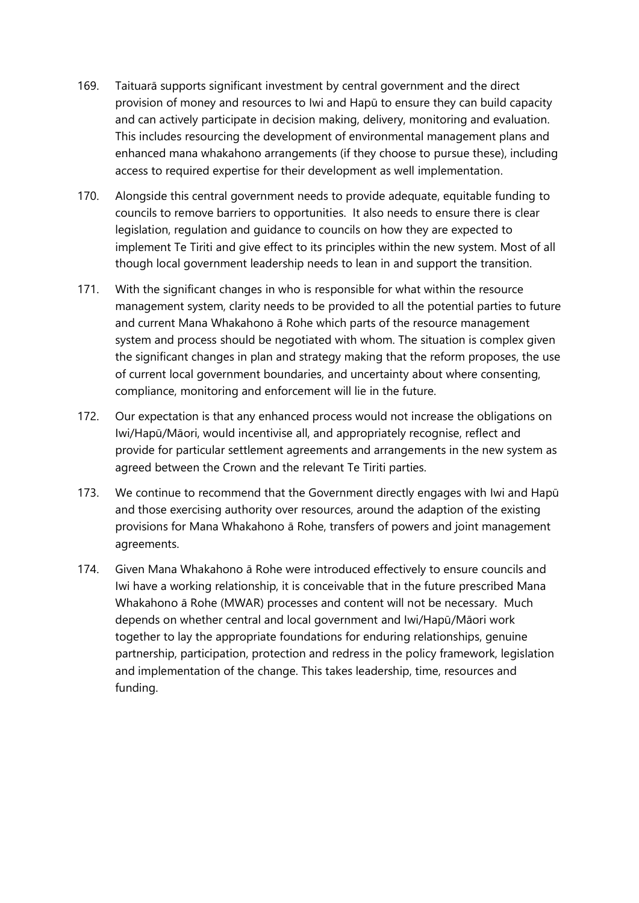169. Taituarā supports significant investment by central government and the direct provision of money and resources to Iwi and Hapū to ensure they can build capacity and can actively participate in decision making, delivery, monitoring and evaluation. This includes resourcing the development of environmental management plans and enhanced mana whakahono arrangements (if they choose to pursue these), including access to required expertise for their development as well implementation.

170. Alongside this central government needs to provide adequate, equitable funding to councils to remove barriers to opportunities. It also needs to ensure there is clear legislation, regulation and guidance to councils on how they are expected to implement Te Tiriti and give effect to its principles within the new system. Most of all though local government leadership needs to lean in and support the transition.

171. With the significant changes in who is responsible for what within the resource management system, clarity needs to be provided to all the potential parties to future and current Mana Whakahono ā Rohe which parts of the resource management system and process should be negotiated with whom. The situation is complex given the significant changes in plan and strategy making that the reform proposes, the use of current local government boundaries, and uncertainty about where consenting, compliance, monitoring and enforcement will lie in the future.

172. Our expectation is that any enhanced process would not increase the obligations on Iwi/Hapū/Māori, would incentivise all, and appropriately recognise, reflect and provide for particular settlement agreements and arrangements in the new system as agreed between the Crown and the relevant Te Tiriti parties.

173. We continue to recommend that the Government directly engages with Iwi and Hapū and those exercising authority over resources, around the adaption of the existing provisions for Mana Whakahono ā Rohe, transfers of powers and joint management agreements.

174. Given Mana Whakahono ā Rohe were introduced effectively to ensure councils and Iwi have a working relationship, it is conceivable that in the future prescribed Mana Whakahono ā Rohe (MWAR) processes and content will not be necessary. Much depends on whether central and local government and Iwi/Hapū/Māori work together to lay the appropriate foundations for enduring relationships, genuine partnership, participation, protection and redress in the policy framework, legislation and implementation of the change. This takes leadership, time, resources and funding.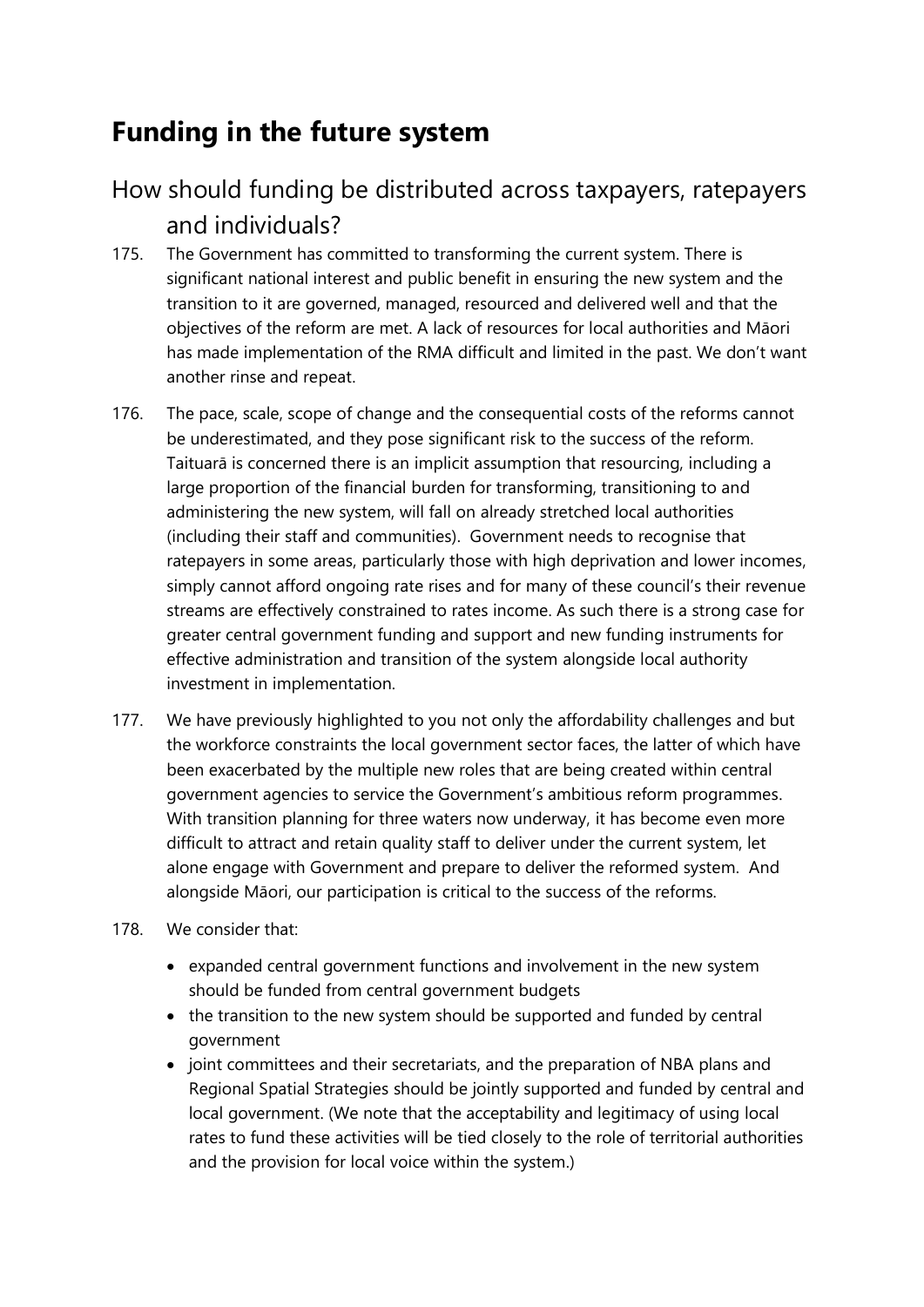# Funding in the future system

## How should funding be distributed across taxpayers, ratepayers and individuals?

175. The Government has committed to transforming the current system. There is significant national interest and public benefit in ensuring the new system and the transition to it are governed, managed, resourced and delivered well and that the objectives of the reform are met. A lack of resources for local authorities and Māori has made implementation of the RMA difficult and limited in the past. We don't want another rinse and repeat.

176. The pace, scale, scope of change and the consequential costs of the reforms cannot be underestimated, and they pose significant risk to the success of the reform. Taituarā is concerned there is an implicit assumption that resourcing, including a large proportion of the financial burden for transforming, transitioning to and administering the new system, will fall on already stretched local authorities (including their staff and communities). Government needs to recognise that ratepayers in some areas, particularly those with high deprivation and lower incomes, simply cannot afford ongoing rate rises and for many of these council's their revenue streams are effectively constrained to rates income. As such there is a strong case for greater central government funding and support and new funding instruments for effective administration and transition of the system alongside local authority investment in implementation.

177. We have previously highlighted to you not only the affordability challenges and but the workforce constraints the local government sector faces, the latter of which have been exacerbated by the multiple new roles that are being created within central government agencies to service the Government's ambitious reform programmes. With transition planning for three waters now underway, it has become even more difficult to attract and retain quality staff to deliver under the current system, let alone engage with Government and prepare to deliver the reformed system. And alongside Māori, our participation is critical to the success of the reforms.

178. We consider that:

- expanded central government functions and involvement in the new system should be funded from central government budgets
- the transition to the new system should be supported and funded by central government
- joint committees and their secretariats, and the preparation of NBA plans and Regional Spatial Strategies should be jointly supported and funded by central and local government. (We note that the acceptability and legitimacy of using local rates to fund these activities will be tied closely to the role of territorial authorities and the provision for local voice within the system.)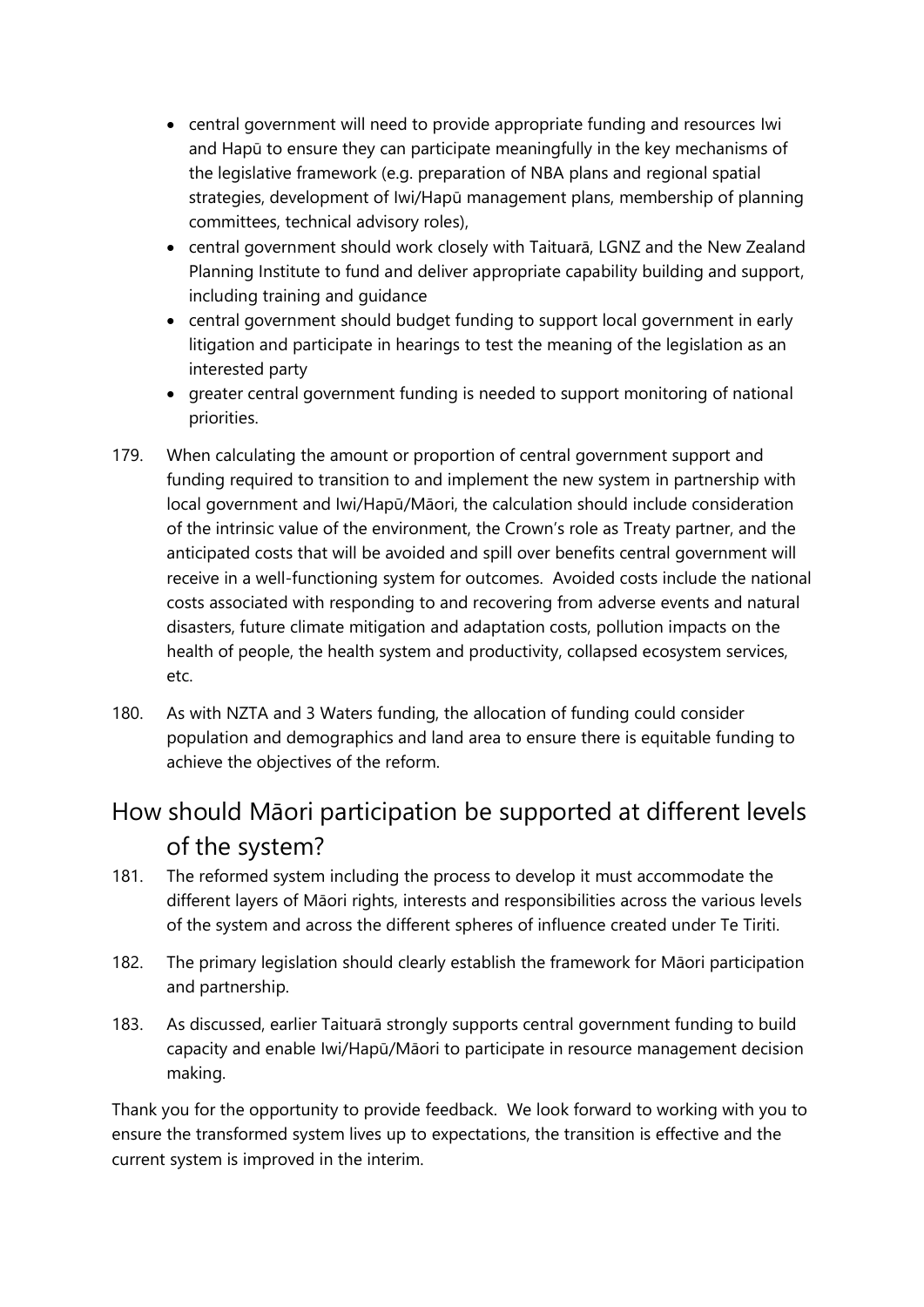- central government will need to provide appropriate funding and resources Iwi and Hapū to ensure they can participate meaningfully in the key mechanisms of the legislative framework (e.g. preparation of NBA plans and regional spatial strategies, development of Iwi/Hapū management plans, membership of planning committees, technical advisory roles),
- central government should work closely with Taituarā, LGNZ and the New Zealand Planning Institute to fund and deliver appropriate capability building and support, including training and guidance
- central government should budget funding to support local government in early litigation and participate in hearings to test the meaning of the legislation as an interested party
- greater central government funding is needed to support monitoring of national priorities.

179. When calculating the amount or proportion of central government support and funding required to transition to and implement the new system in partnership with local government and Iwi/Hapū/Māori, the calculation should include consideration of the intrinsic value of the environment, the Crown's role as Treaty partner, and the anticipated costs that will be avoided and spill over benefits central government will receive in a well-functioning system for outcomes. Avoided costs include the national costs associated with responding to and recovering from adverse events and natural disasters, future climate mitigation and adaptation costs, pollution impacts on the health of people, the health system and productivity, collapsed ecosystem services, etc.

180. As with NZTA and 3 Waters funding, the allocation of funding could consider population and demographics and land area to ensure there is equitable funding to achieve the objectives of the reform.

## How should Māori participation be supported at different levels of the system?

181. The reformed system including the process to develop it must accommodate the different layers of Māori rights, interests and responsibilities across the various levels of the system and across the different spheres of influence created under Te Tiriti.

182. The primary legislation should clearly establish the framework for Māori participation and partnership.

183. As discussed, earlier Taituarā strongly supports central government funding to build capacity and enable Iwi/Hapū/Māori to participate in resource management decision making.

Thank you for the opportunity to provide feedback. We look forward to working with you to ensure the transformed system lives up to expectations, the transition is effective and the current system is improved in the interim.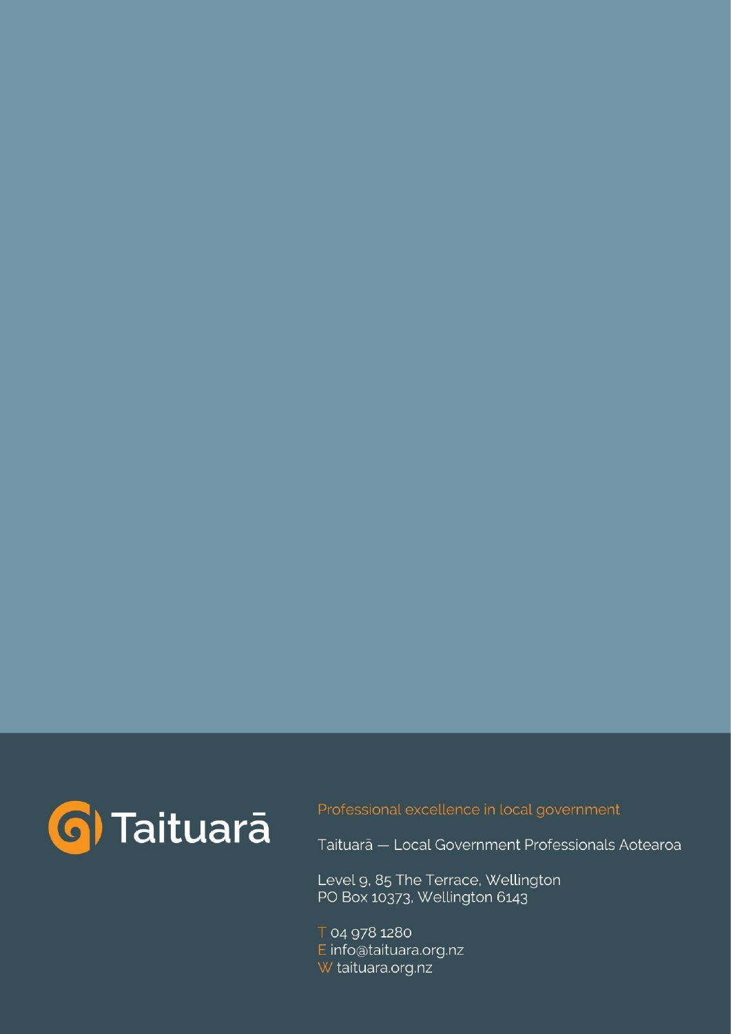Taituarā

Professional excellence in local government

Taituarā — Local Government Professionals Aotearoa

Level 9, 85 The Terrace, Wellington
PO Box 10373, Wellington 6143

T 04 978 1280
E info@taituara.org.nz
W taituara.org.nz